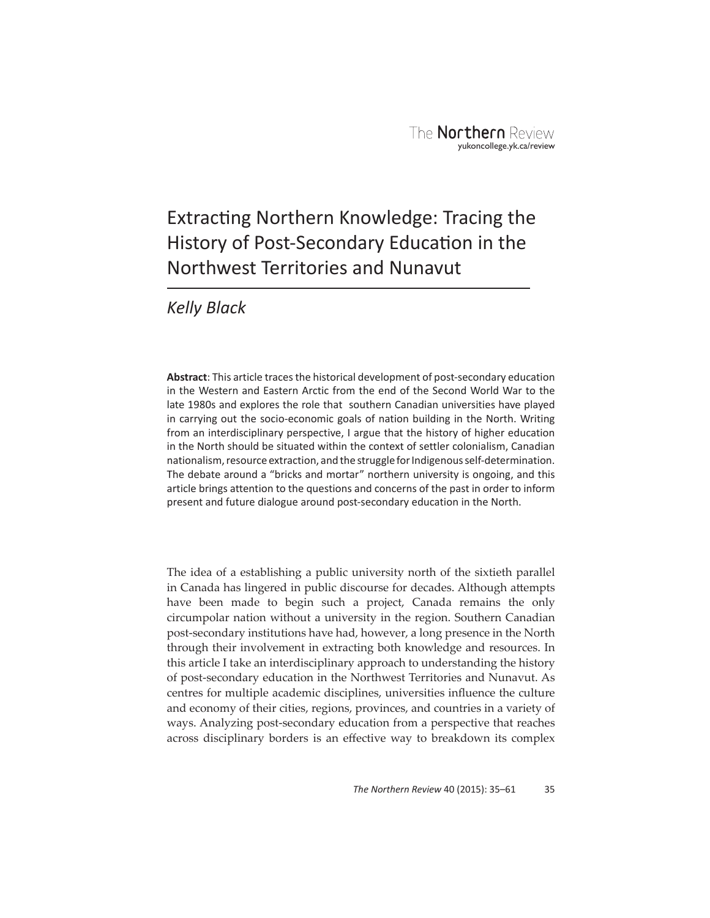# Extracting Northern Knowledge: Tracing the History of Post-Secondary Education in the Northwest Territories and Nunavut

*Kelly Black*

**Abstract**: This article traces the historical development of post-secondary education in the Western and Eastern Arctic from the end of the Second World War to the late 1980s and explores the role that southern Canadian universities have played in carrying out the socio-economic goals of nation building in the North. Writing from an interdisciplinary perspective, I argue that the history of higher education in the North should be situated within the context of settler colonialism, Canadian nationalism, resource extraction, and the struggle for Indigenous self-determination. The debate around a "bricks and mortar" northern university is ongoing, and this article brings attention to the questions and concerns of the past in order to inform present and future dialogue around post-secondary education in the North.

The idea of a establishing a public university north of the sixtieth parallel in Canada has lingered in public discourse for decades. Although attempts have been made to begin such a project, Canada remains the only circumpolar nation without a university in the region. Southern Canadian post-secondary institutions have had, however, a long presence in the North through their involvement in extracting both knowledge and resources. In this article I take an interdisciplinary approach to understanding the history of post-secondary education in the Northwest Territories and Nunavut. As centres for multiple academic disciplines, universities influence the culture and economy of their cities, regions, provinces, and countries in a variety of ways. Analyzing post-secondary education from a perspective that reaches across disciplinary borders is an effective way to breakdown its complex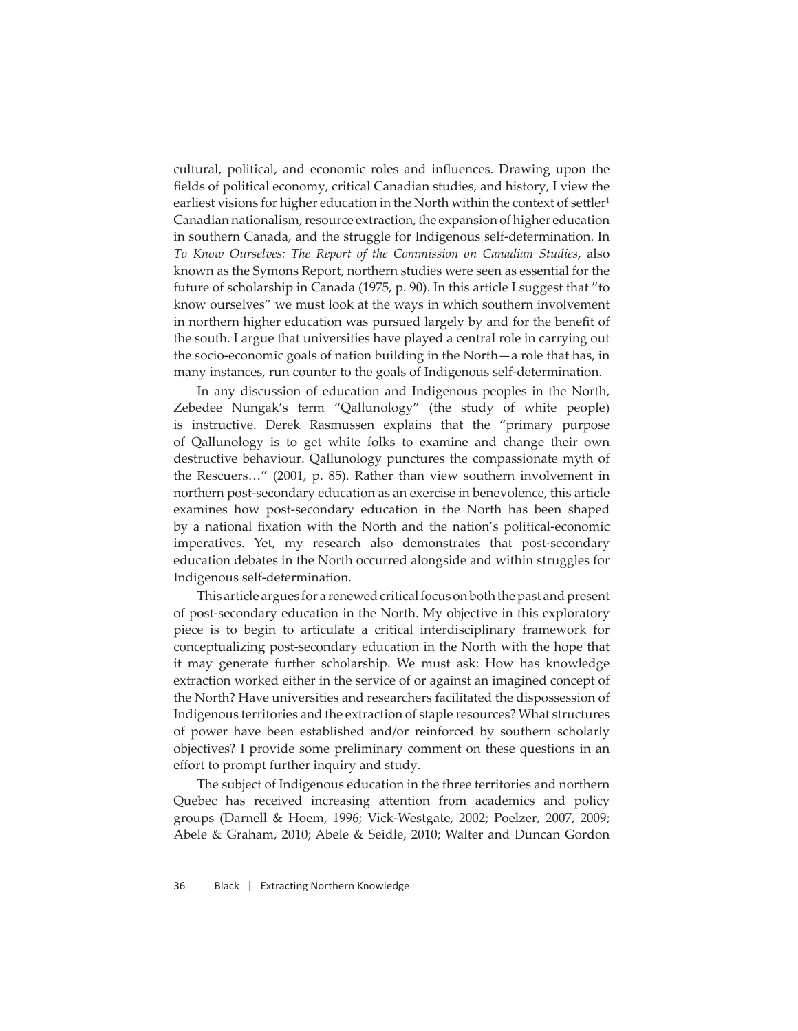cultural, political, and economic roles and influences. Drawing upon the fields of political economy, critical Canadian studies, and history, I view the earliest visions for higher education in the North within the context of settler[1] Canadian nationalism, resource extraction, the expansion of higher education in southern Canada, and the struggle for Indigenous self-determination. In *To Know Ourselves: The Report of the Commission on Canadian Studies*, also known as the Symons Report, northern studies were seen as essential for the future of scholarship in Canada (1975, p. 90). In this article I suggest that "to know ourselves" we must look at the ways in which southern involvement in northern higher education was pursued largely by and for the benefit of the south. I argue that universities have played a central role in carrying out the socio-economic goals of nation building in the North—a role that has, in many instances, run counter to the goals of Indigenous self-determination.

In any discussion of education and Indigenous peoples in the North, Zebedee Nungak's term "Qallunology" (the study of white people) is instructive. Derek Rasmussen explains that the "primary purpose of Qallunology is to get white folks to examine and change their own destructive behaviour. Qallunology punctures the compassionate myth of the Rescuers…" (2001, p. 85). Rather than view southern involvement in northern post-secondary education as an exercise in benevolence, this article examines how post-secondary education in the North has been shaped by a national fixation with the North and the nation's political-economic imperatives. Yet, my research also demonstrates that post-secondary education debates in the North occurred alongside and within struggles for Indigenous self-determination.

This article argues for a renewed critical focus on both the past and present of post-secondary education in the North. My objective in this exploratory piece is to begin to articulate a critical interdisciplinary framework for conceptualizing post-secondary education in the North with the hope that it may generate further scholarship. We must ask: How has knowledge extraction worked either in the service of or against an imagined concept of the North? Have universities and researchers facilitated the dispossession of Indigenous territories and the extraction of staple resources? What structures of power have been established and/or reinforced by southern scholarly objectives? I provide some preliminary comment on these questions in an effort to prompt further inquiry and study.

The subject of Indigenous education in the three territories and northern Quebec has received increasing attention from academics and policy groups (Darnell & Hoem, 1996; Vick-Westgate, 2002; Poelzer, 2007, 2009; Abele & Graham, 2010; Abele & Seidle, 2010; Walter and Duncan Gordon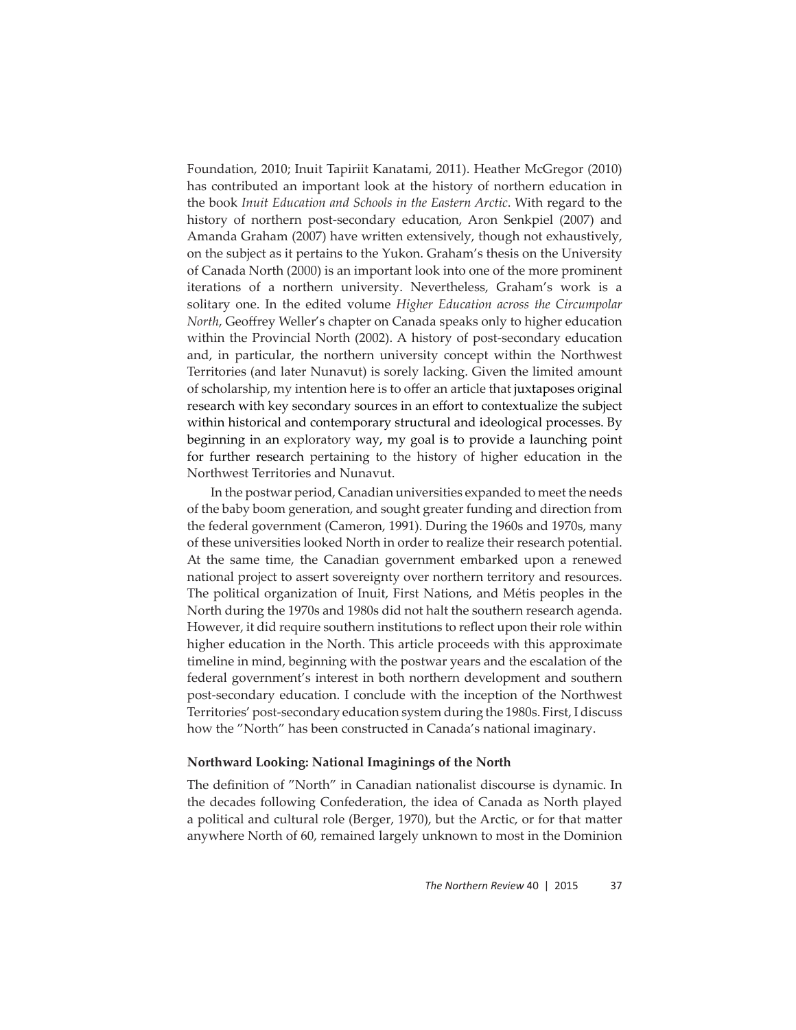Foundation, 2010; Inuit Tapiriit Kanatami, 2011). Heather McGregor (2010) has contributed an important look at the history of northern education in the book *Inuit Education and Schools in the Eastern Arctic*. With regard to the history of northern post-secondary education, Aron Senkpiel (2007) and Amanda Graham (2007) have written extensively, though not exhaustively, on the subject as it pertains to the Yukon. Graham's thesis on the University of Canada North (2000) is an important look into one of the more prominent iterations of a northern university. Nevertheless, Graham's work is a solitary one. In the edited volume *Higher Education across the Circumpolar North*, Geoffrey Weller's chapter on Canada speaks only to higher education within the Provincial North (2002). A history of post-secondary education and, in particular, the northern university concept within the Northwest Territories (and later Nunavut) is sorely lacking. Given the limited amount of scholarship, my intention here is to offer an article that juxtaposes original research with key secondary sources in an effort to contextualize the subject within historical and contemporary structural and ideological processes. By beginning in an exploratory way, my goal is to provide a launching point for further research pertaining to the history of higher education in the Northwest Territories and Nunavut.

In the postwar period, Canadian universities expanded to meet the needs of the baby boom generation, and sought greater funding and direction from the federal government (Cameron, 1991). During the 1960s and 1970s, many of these universities looked North in order to realize their research potential. At the same time, the Canadian government embarked upon a renewed national project to assert sovereignty over northern territory and resources. The political organization of Inuit, First Nations, and Métis peoples in the North during the 1970s and 1980s did not halt the southern research agenda. However, it did require southern institutions to reflect upon their role within higher education in the North. This article proceeds with this approximate timeline in mind, beginning with the postwar years and the escalation of the federal government's interest in both northern development and southern post-secondary education. I conclude with the inception of the Northwest Territories' post-secondary education system during the 1980s. First, I discuss how the "North" has been constructed in Canada's national imaginary.

### Northward Looking: National Imaginings of the North

The definition of "North" in Canadian nationalist discourse is dynamic. In the decades following Confederation, the idea of Canada as North played a political and cultural role (Berger, 1970), but the Arctic, or for that matter anywhere North of 60, remained largely unknown to most in the Dominion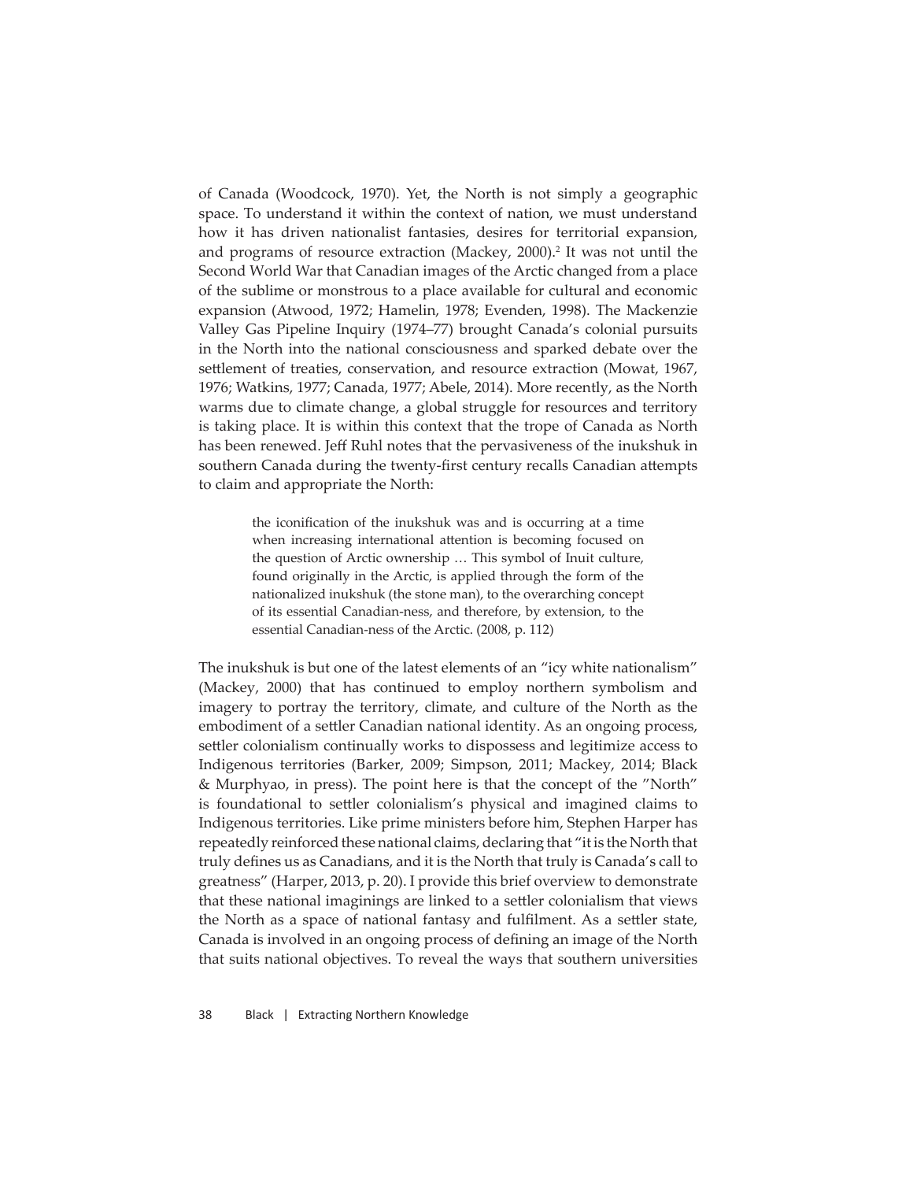of Canada (Woodcock, 1970). Yet, the North is not simply a geographic space. To understand it within the context of nation, we must understand how it has driven nationalist fantasies, desires for territorial expansion, and programs of resource extraction (Mackey, 2000).[2] It was not until the Second World War that Canadian images of the Arctic changed from a place of the sublime or monstrous to a place available for cultural and economic expansion (Atwood, 1972; Hamelin, 1978; Evenden, 1998). The Mackenzie Valley Gas Pipeline Inquiry (1974–77) brought Canada's colonial pursuits in the North into the national consciousness and sparked debate over the settlement of treaties, conservation, and resource extraction (Mowat, 1967, 1976; Watkins, 1977; Canada, 1977; Abele, 2014). More recently, as the North warms due to climate change, a global struggle for resources and territory is taking place. It is within this context that the trope of Canada as North has been renewed. Jeff Ruhl notes that the pervasiveness of the inukshuk in southern Canada during the twenty-first century recalls Canadian attempts to claim and appropriate the North:

> the iconification of the inukshuk was and is occurring at a time when increasing international attention is becoming focused on the question of Arctic ownership … This symbol of Inuit culture, found originally in the Arctic, is applied through the form of the nationalized inukshuk (the stone man), to the overarching concept of its essential Canadian-ness, and therefore, by extension, to the essential Canadian-ness of the Arctic. (2008, p. 112)

The inukshuk is but one of the latest elements of an "icy white nationalism" (Mackey, 2000) that has continued to employ northern symbolism and imagery to portray the territory, climate, and culture of the North as the embodiment of a settler Canadian national identity. As an ongoing process, settler colonialism continually works to dispossess and legitimize access to Indigenous territories (Barker, 2009; Simpson, 2011; Mackey, 2014; Black & Murphyao, in press). The point here is that the concept of the "North" is foundational to settler colonialism's physical and imagined claims to Indigenous territories. Like prime ministers before him, Stephen Harper has repeatedly reinforced these national claims, declaring that "it is the North that truly defines us as Canadians, and it is the North that truly is Canada's call to greatness" (Harper, 2013, p. 20). I provide this brief overview to demonstrate that these national imaginings are linked to a settler colonialism that views the North as a space of national fantasy and fulfilment. As a settler state, Canada is involved in an ongoing process of defining an image of the North that suits national objectives. To reveal the ways that southern universities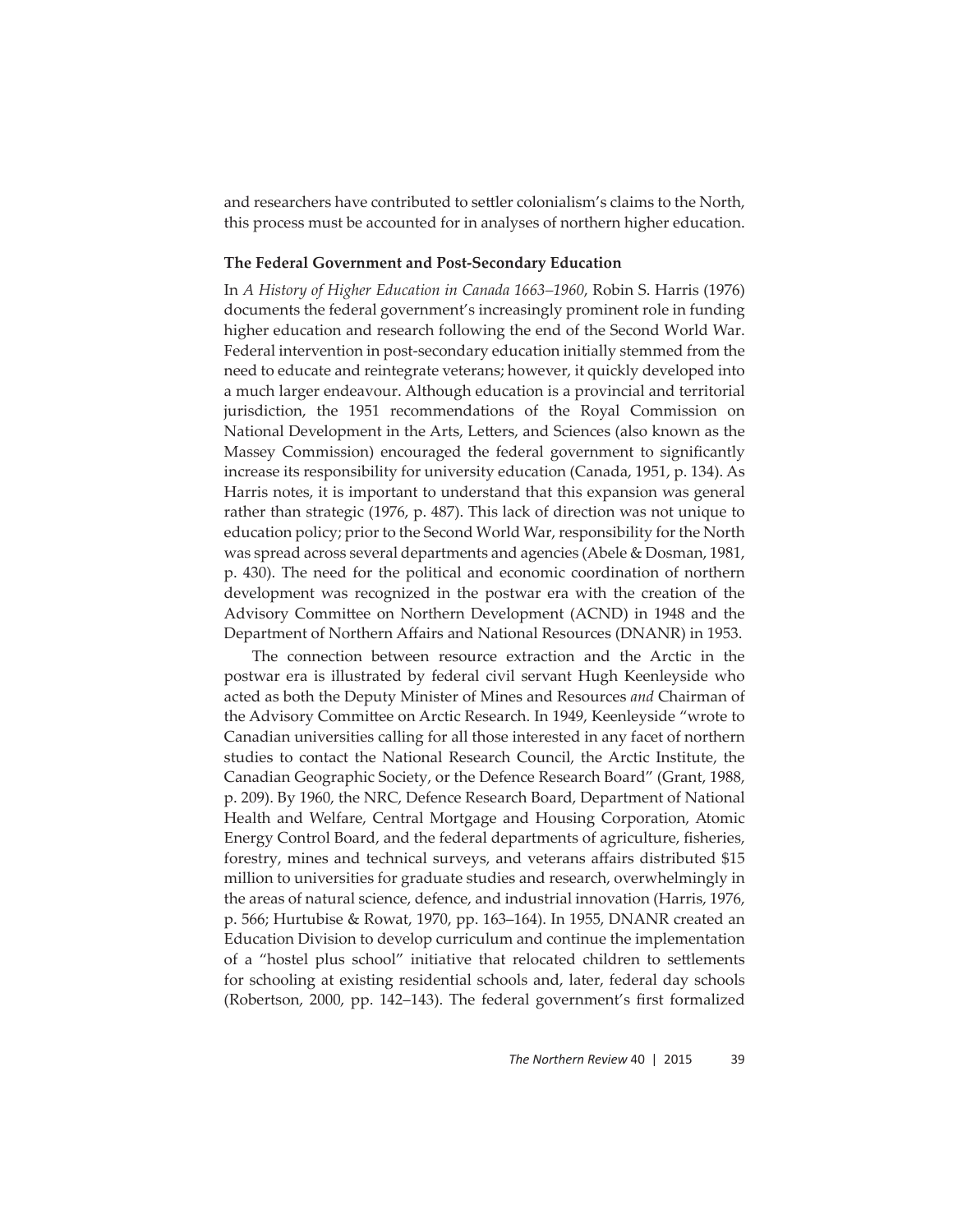and researchers have contributed to settler colonialism's claims to the North, this process must be accounted for in analyses of northern higher education.

### The Federal Government and Post-Secondary Education

In *A History of Higher Education in Canada 1663–1960*, Robin S. Harris (1976) documents the federal government's increasingly prominent role in funding higher education and research following the end of the Second World War. Federal intervention in post-secondary education initially stemmed from the need to educate and reintegrate veterans; however, it quickly developed into a much larger endeavour. Although education is a provincial and territorial jurisdiction, the 1951 recommendations of the Royal Commission on National Development in the Arts, Letters, and Sciences (also known as the Massey Commission) encouraged the federal government to significantly increase its responsibility for university education (Canada, 1951, p. 134). As Harris notes, it is important to understand that this expansion was general rather than strategic (1976, p. 487). This lack of direction was not unique to education policy; prior to the Second World War, responsibility for the North was spread across several departments and agencies (Abele & Dosman, 1981, p. 430). The need for the political and economic coordination of northern development was recognized in the postwar era with the creation of the Advisory Committee on Northern Development (ACND) in 1948 and the Department of Northern Affairs and National Resources (DNANR) in 1953.

The connection between resource extraction and the Arctic in the postwar era is illustrated by federal civil servant Hugh Keenleyside who acted as both the Deputy Minister of Mines and Resources *and* Chairman of the Advisory Committee on Arctic Research. In 1949, Keenleyside "wrote to Canadian universities calling for all those interested in any facet of northern studies to contact the National Research Council, the Arctic Institute, the Canadian Geographic Society, or the Defence Research Board" (Grant, 1988, p. 209). By 1960, the NRC, Defence Research Board, Department of National Health and Welfare, Central Mortgage and Housing Corporation, Atomic Energy Control Board, and the federal departments of agriculture, fisheries, forestry, mines and technical surveys, and veterans affairs distributed $15 million to universities for graduate studies and research, overwhelmingly in the areas of natural science, defence, and industrial innovation (Harris, 1976, p. 566; Hurtubise & Rowat, 1970, pp. 163–164). In 1955, DNANR created an Education Division to develop curriculum and continue the implementation of a "hostel plus school" initiative that relocated children to settlements for schooling at existing residential schools and, later, federal day schools (Robertson, 2000, pp. 142–143). The federal government's first formalized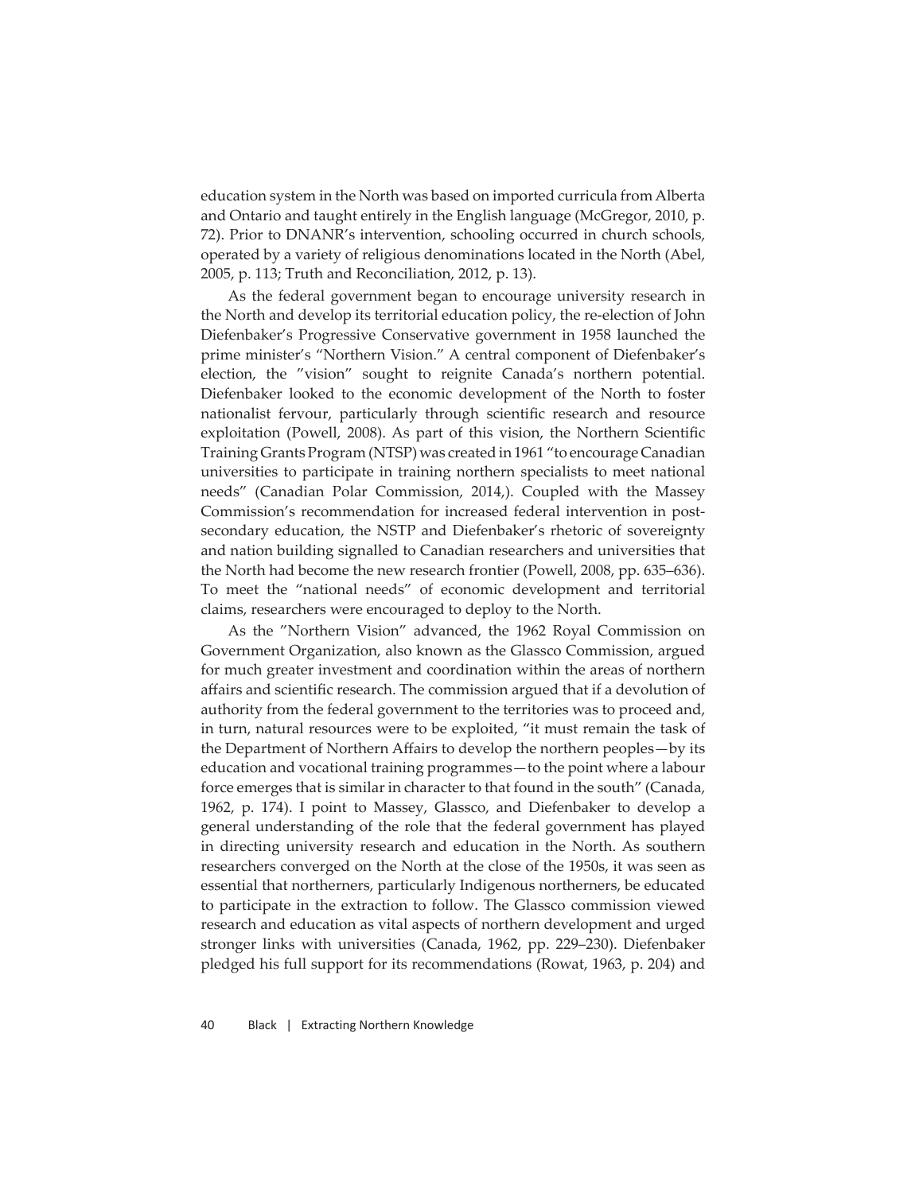education system in the North was based on imported curricula from Alberta and Ontario and taught entirely in the English language (McGregor, 2010, p. 72). Prior to DNANR's intervention, schooling occurred in church schools, operated by a variety of religious denominations located in the North (Abel, 2005, p. 113; Truth and Reconciliation, 2012, p. 13).

As the federal government began to encourage university research in the North and develop its territorial education policy, the re-election of John Diefenbaker's Progressive Conservative government in 1958 launched the prime minister's "Northern Vision." A central component of Diefenbaker's election, the "vision" sought to reignite Canada's northern potential. Diefenbaker looked to the economic development of the North to foster nationalist fervour, particularly through scientific research and resource exploitation (Powell, 2008). As part of this vision, the Northern Scientific Training Grants Program (NTSP) was created in 1961 "to encourage Canadian universities to participate in training northern specialists to meet national needs" (Canadian Polar Commission, 2014,). Coupled with the Massey Commission's recommendation for increased federal intervention in post-secondary education, the NSTP and Diefenbaker's rhetoric of sovereignty and nation building signalled to Canadian researchers and universities that the North had become the new research frontier (Powell, 2008, pp. 635–636). To meet the "national needs" of economic development and territorial claims, researchers were encouraged to deploy to the North.

As the "Northern Vision" advanced, the 1962 Royal Commission on Government Organization, also known as the Glassco Commission, argued for much greater investment and coordination within the areas of northern affairs and scientific research. The commission argued that if a devolution of authority from the federal government to the territories was to proceed and, in turn, natural resources were to be exploited, "it must remain the task of the Department of Northern Affairs to develop the northern peoples—by its education and vocational training programmes—to the point where a labour force emerges that is similar in character to that found in the south" (Canada, 1962, p. 174). I point to Massey, Glassco, and Diefenbaker to develop a general understanding of the role that the federal government has played in directing university research and education in the North. As southern researchers converged on the North at the close of the 1950s, it was seen as essential that northerners, particularly Indigenous northerners, be educated to participate in the extraction to follow. The Glassco commission viewed research and education as vital aspects of northern development and urged stronger links with universities (Canada, 1962, pp. 229–230). Diefenbaker pledged his full support for its recommendations (Rowat, 1963, p. 204) and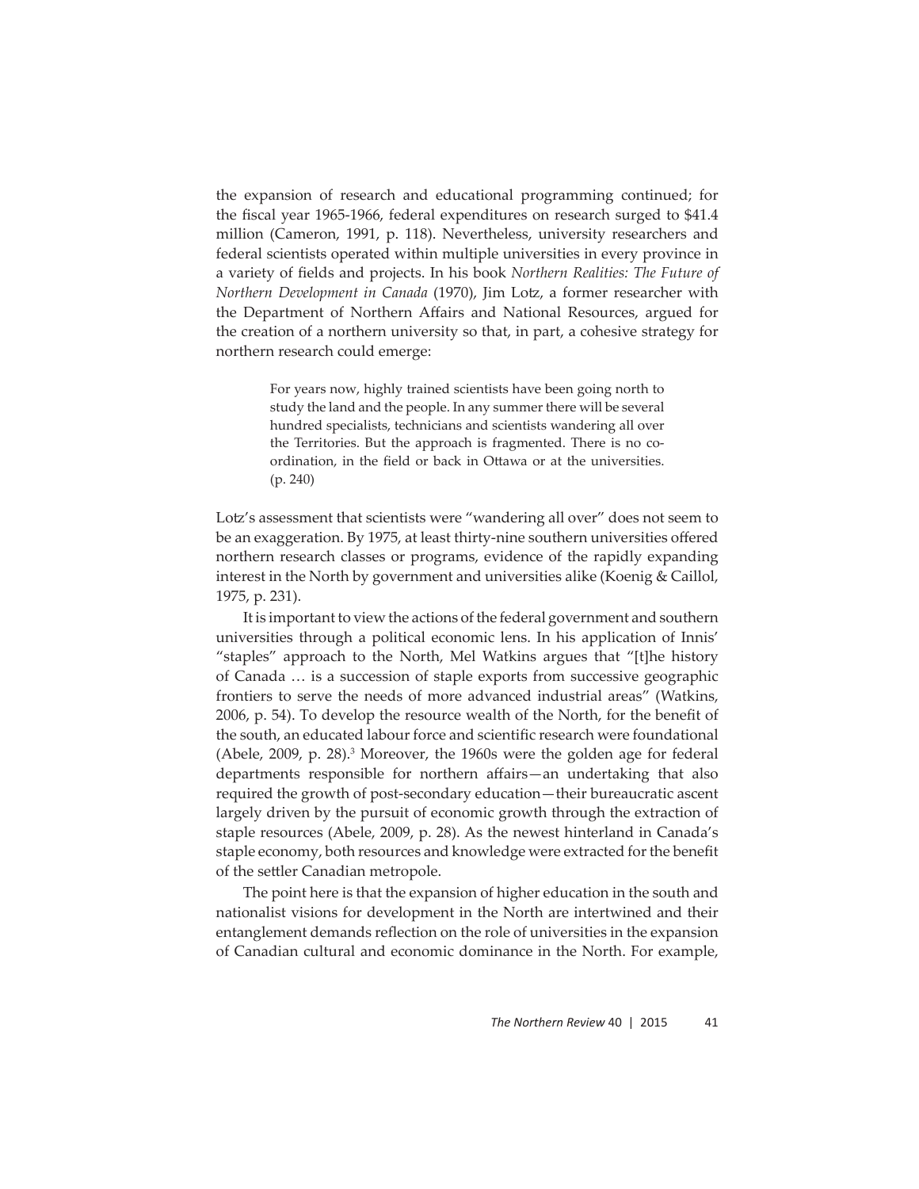the expansion of research and educational programming continued; for the fiscal year 1965-1966, federal expenditures on research surged to $41.4 million (Cameron, 1991, p. 118). Nevertheless, university researchers and federal scientists operated within multiple universities in every province in a variety of fields and projects. In his book *Northern Realities: The Future of Northern Development in Canada* (1970), Jim Lotz, a former researcher with the Department of Northern Affairs and National Resources, argued for the creation of a northern university so that, in part, a cohesive strategy for northern research could emerge:

> For years now, highly trained scientists have been going north to study the land and the people. In any summer there will be several hundred specialists, technicians and scientists wandering all over the Territories. But the approach is fragmented. There is no co-ordination, in the field or back in Ottawa or at the universities. (p. 240)

Lotz's assessment that scientists were "wandering all over" does not seem to be an exaggeration. By 1975, at least thirty-nine southern universities offered northern research classes or programs, evidence of the rapidly expanding interest in the North by government and universities alike (Koenig & Caillol, 1975, p. 231).

It is important to view the actions of the federal government and southern universities through a political economic lens. In his application of Innis' "staples" approach to the North, Mel Watkins argues that "[t]he history of Canada … is a succession of staple exports from successive geographic frontiers to serve the needs of more advanced industrial areas" (Watkins, 2006, p. 54). To develop the resource wealth of the North, for the benefit of the south, an educated labour force and scientific research were foundational (Abele, 2009, p. 28).[3] Moreover, the 1960s were the golden age for federal departments responsible for northern affairs—an undertaking that also required the growth of post-secondary education—their bureaucratic ascent largely driven by the pursuit of economic growth through the extraction of staple resources (Abele, 2009, p. 28). As the newest hinterland in Canada's staple economy, both resources and knowledge were extracted for the benefit of the settler Canadian metropole.

The point here is that the expansion of higher education in the south and nationalist visions for development in the North are intertwined and their entanglement demands reflection on the role of universities in the expansion of Canadian cultural and economic dominance in the North. For example,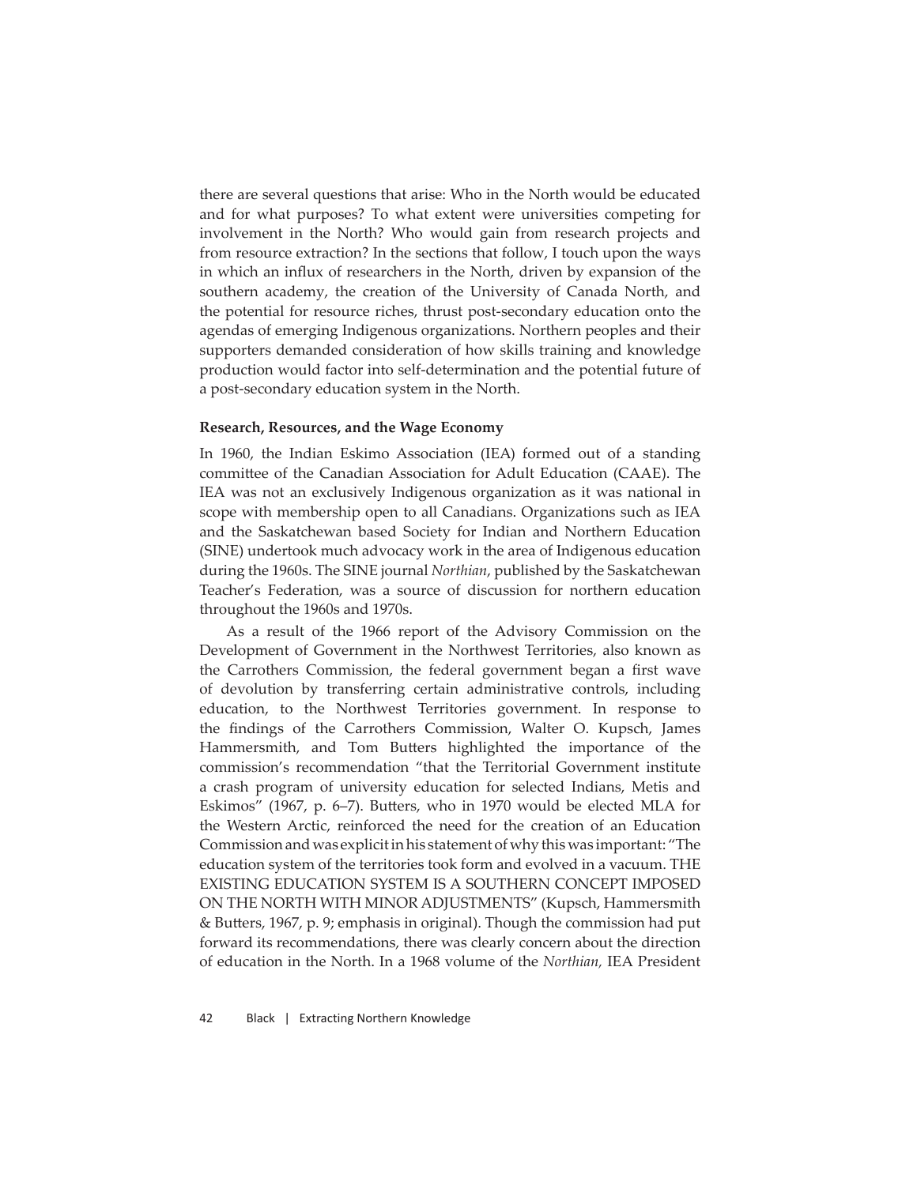there are several questions that arise: Who in the North would be educated and for what purposes? To what extent were universities competing for involvement in the North? Who would gain from research projects and from resource extraction? In the sections that follow, I touch upon the ways in which an influx of researchers in the North, driven by expansion of the southern academy, the creation of the University of Canada North, and the potential for resource riches, thrust post-secondary education onto the agendas of emerging Indigenous organizations. Northern peoples and their supporters demanded consideration of how skills training and knowledge production would factor into self-determination and the potential future of a post-secondary education system in the North.

### Research, Resources, and the Wage Economy

In 1960, the Indian Eskimo Association (IEA) formed out of a standing committee of the Canadian Association for Adult Education (CAAE). The IEA was not an exclusively Indigenous organization as it was national in scope with membership open to all Canadians. Organizations such as IEA and the Saskatchewan based Society for Indian and Northern Education (SINE) undertook much advocacy work in the area of Indigenous education during the 1960s. The SINE journal *Northian*, published by the Saskatchewan Teacher's Federation, was a source of discussion for northern education throughout the 1960s and 1970s.

As a result of the 1966 report of the Advisory Commission on the Development of Government in the Northwest Territories, also known as the Carrothers Commission, the federal government began a first wave of devolution by transferring certain administrative controls, including education, to the Northwest Territories government. In response to the findings of the Carrothers Commission, Walter O. Kupsch, James Hammersmith, and Tom Butters highlighted the importance of the commission's recommendation "that the Territorial Government institute a crash program of university education for selected Indians, Metis and Eskimos" (1967, p. 6–7). Butters, who in 1970 would be elected MLA for the Western Arctic, reinforced the need for the creation of an Education Commission and was explicit in his statement of why this was important: "The education system of the territories took form and evolved in a vacuum. THE EXISTING EDUCATION SYSTEM IS A SOUTHERN CONCEPT IMPOSED ON THE NORTH WITH MINOR ADJUSTMENTS" (Kupsch, Hammersmith & Butters, 1967, p. 9; emphasis in original). Though the commission had put forward its recommendations, there was clearly concern about the direction of education in the North. In a 1968 volume of the *Northian,* IEA President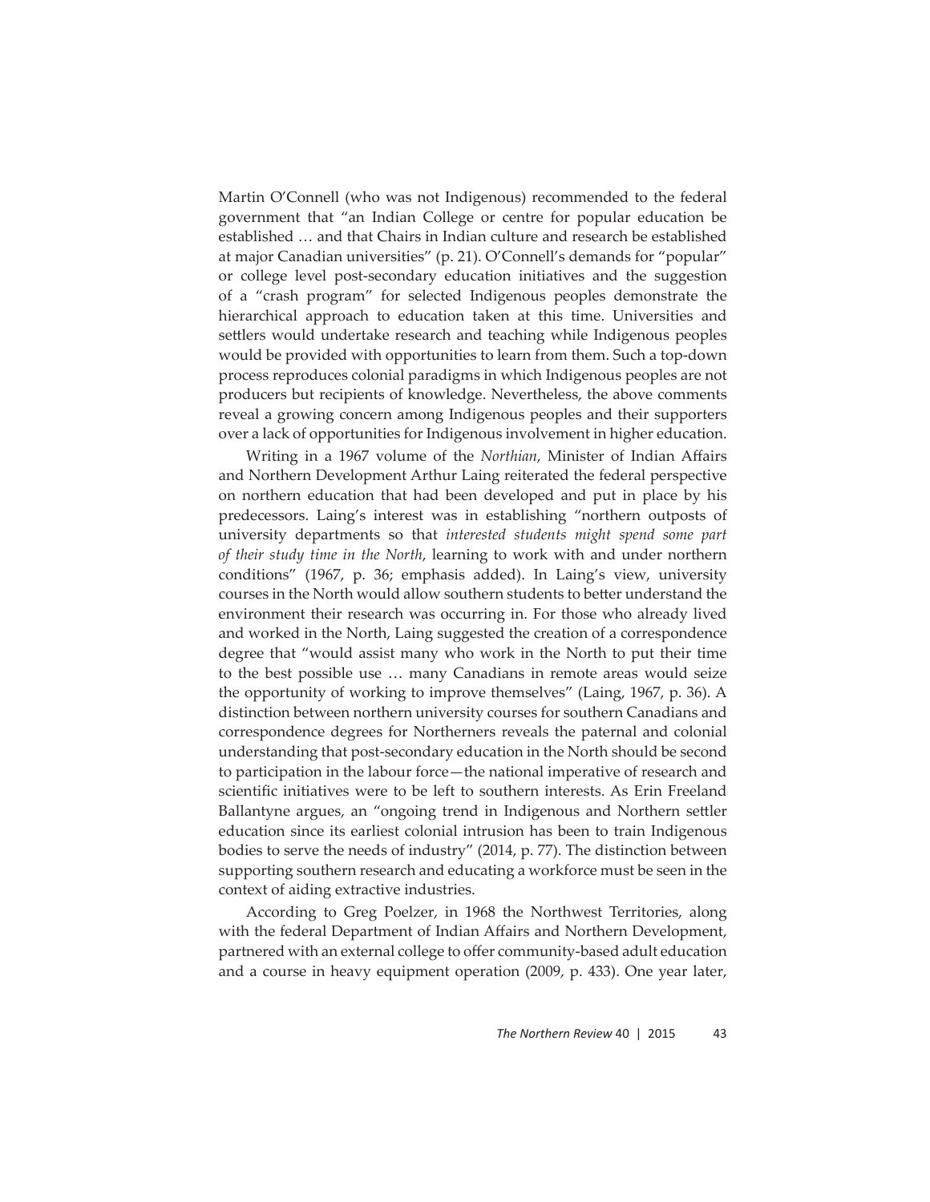Martin O'Connell (who was not Indigenous) recommended to the federal government that "an Indian College or centre for popular education be established … and that Chairs in Indian culture and research be established at major Canadian universities" (p. 21). O'Connell's demands for "popular" or college level post-secondary education initiatives and the suggestion of a "crash program" for selected Indigenous peoples demonstrate the hierarchical approach to education taken at this time. Universities and settlers would undertake research and teaching while Indigenous peoples would be provided with opportunities to learn from them. Such a top-down process reproduces colonial paradigms in which Indigenous peoples are not producers but recipients of knowledge. Nevertheless, the above comments reveal a growing concern among Indigenous peoples and their supporters over a lack of opportunities for Indigenous involvement in higher education.

Writing in a 1967 volume of the *Northian*, Minister of Indian Affairs and Northern Development Arthur Laing reiterated the federal perspective on northern education that had been developed and put in place by his predecessors. Laing's interest was in establishing "northern outposts of university departments so that *interested students might spend some part of their study time in the North*, learning to work with and under northern conditions" (1967, p. 36; emphasis added). In Laing's view, university courses in the North would allow southern students to better understand the environment their research was occurring in. For those who already lived and worked in the North, Laing suggested the creation of a correspondence degree that "would assist many who work in the North to put their time to the best possible use … many Canadians in remote areas would seize the opportunity of working to improve themselves" (Laing, 1967, p. 36). A distinction between northern university courses for southern Canadians and correspondence degrees for Northerners reveals the paternal and colonial understanding that post-secondary education in the North should be second to participation in the labour force—the national imperative of research and scientific initiatives were to be left to southern interests. As Erin Freeland Ballantyne argues, an "ongoing trend in Indigenous and Northern settler education since its earliest colonial intrusion has been to train Indigenous bodies to serve the needs of industry" (2014, p. 77). The distinction between supporting southern research and educating a workforce must be seen in the context of aiding extractive industries.

According to Greg Poelzer, in 1968 the Northwest Territories, along with the federal Department of Indian Affairs and Northern Development, partnered with an external college to offer community-based adult education and a course in heavy equipment operation (2009, p. 433). One year later,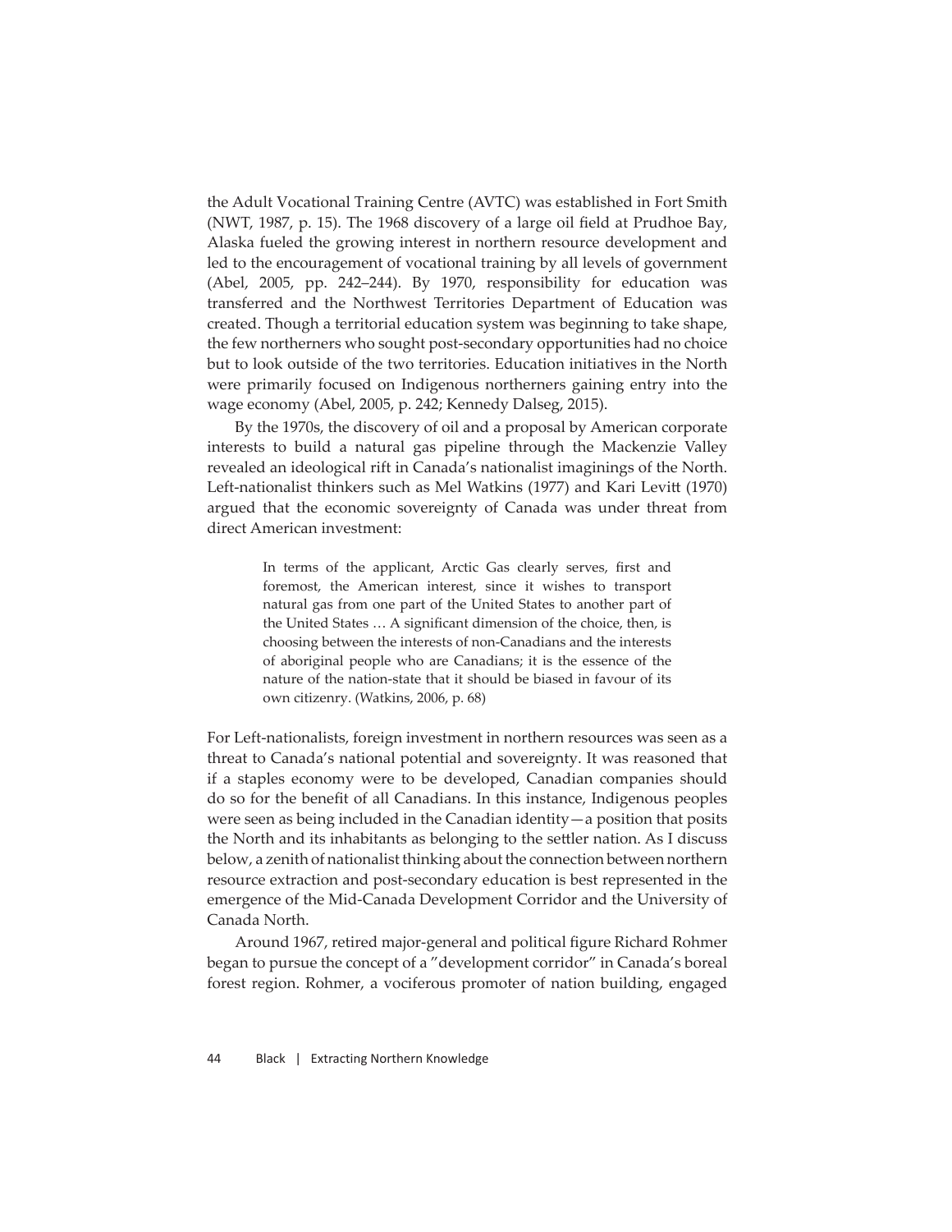the Adult Vocational Training Centre (AVTC) was established in Fort Smith (NWT, 1987, p. 15). The 1968 discovery of a large oil field at Prudhoe Bay, Alaska fueled the growing interest in northern resource development and led to the encouragement of vocational training by all levels of government (Abel, 2005, pp. 242–244). By 1970, responsibility for education was transferred and the Northwest Territories Department of Education was created. Though a territorial education system was beginning to take shape, the few northerners who sought post-secondary opportunities had no choice but to look outside of the two territories. Education initiatives in the North were primarily focused on Indigenous northerners gaining entry into the wage economy (Abel, 2005, p. 242; Kennedy Dalseg, 2015).

By the 1970s, the discovery of oil and a proposal by American corporate interests to build a natural gas pipeline through the Mackenzie Valley revealed an ideological rift in Canada's nationalist imaginings of the North. Left-nationalist thinkers such as Mel Watkins (1977) and Kari Levitt (1970) argued that the economic sovereignty of Canada was under threat from direct American investment:

> In terms of the applicant, Arctic Gas clearly serves, first and foremost, the American interest, since it wishes to transport natural gas from one part of the United States to another part of the United States … A significant dimension of the choice, then, is choosing between the interests of non-Canadians and the interests of aboriginal people who are Canadians; it is the essence of the nature of the nation-state that it should be biased in favour of its own citizenry. (Watkins, 2006, p. 68)

For Left-nationalists, foreign investment in northern resources was seen as a threat to Canada's national potential and sovereignty. It was reasoned that if a staples economy were to be developed, Canadian companies should do so for the benefit of all Canadians. In this instance, Indigenous peoples were seen as being included in the Canadian identity—a position that posits the North and its inhabitants as belonging to the settler nation. As I discuss below, a zenith of nationalist thinking about the connection between northern resource extraction and post-secondary education is best represented in the emergence of the Mid-Canada Development Corridor and the University of Canada North.

Around 1967, retired major-general and political figure Richard Rohmer began to pursue the concept of a "development corridor" in Canada's boreal forest region. Rohmer, a vociferous promoter of nation building, engaged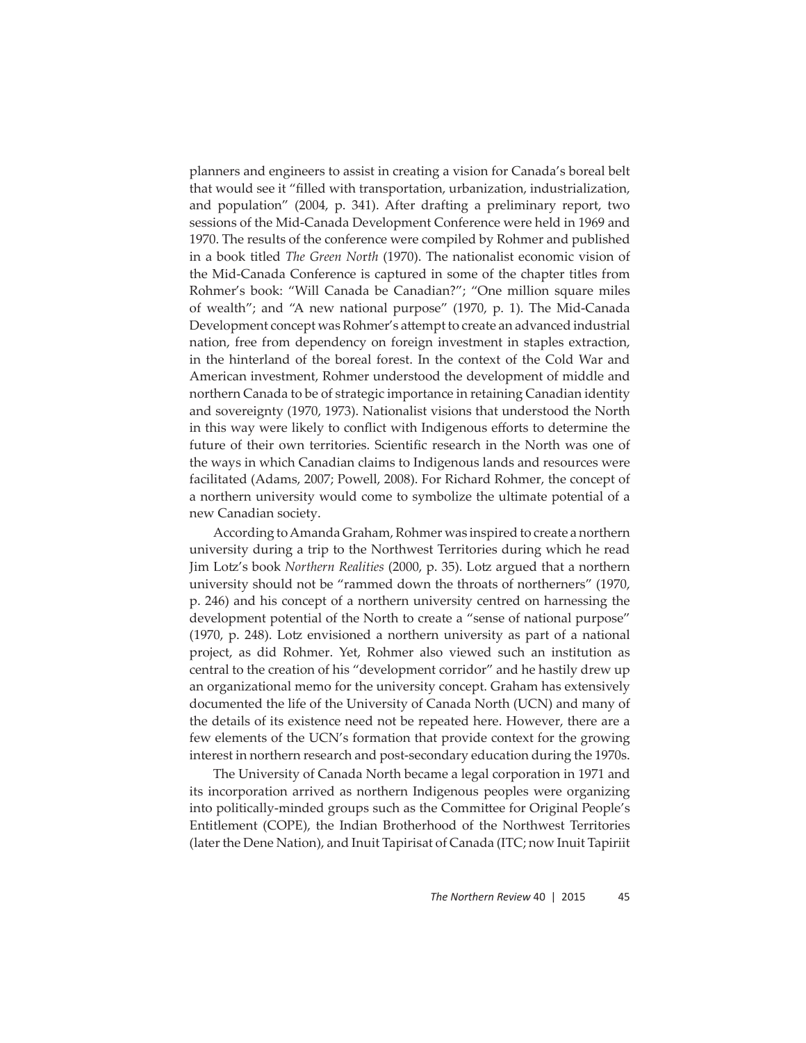planners and engineers to assist in creating a vision for Canada's boreal belt that would see it "filled with transportation, urbanization, industrialization, and population" (2004, p. 341). After drafting a preliminary report, two sessions of the Mid-Canada Development Conference were held in 1969 and 1970. The results of the conference were compiled by Rohmer and published in a book titled *The Green North* (1970). The nationalist economic vision of the Mid-Canada Conference is captured in some of the chapter titles from Rohmer's book: "Will Canada be Canadian?"; "One million square miles of wealth"; and "A new national purpose" (1970, p. 1). The Mid-Canada Development concept was Rohmer's attempt to create an advanced industrial nation, free from dependency on foreign investment in staples extraction, in the hinterland of the boreal forest. In the context of the Cold War and American investment, Rohmer understood the development of middle and northern Canada to be of strategic importance in retaining Canadian identity and sovereignty (1970, 1973). Nationalist visions that understood the North in this way were likely to conflict with Indigenous efforts to determine the future of their own territories. Scientific research in the North was one of the ways in which Canadian claims to Indigenous lands and resources were facilitated (Adams, 2007; Powell, 2008). For Richard Rohmer, the concept of a northern university would come to symbolize the ultimate potential of a new Canadian society.

According to Amanda Graham, Rohmer was inspired to create a northern university during a trip to the Northwest Territories during which he read Jim Lotz's book *Northern Realities* (2000, p. 35). Lotz argued that a northern university should not be "rammed down the throats of northerners" (1970, p. 246) and his concept of a northern university centred on harnessing the development potential of the North to create a "sense of national purpose" (1970, p. 248). Lotz envisioned a northern university as part of a national project, as did Rohmer. Yet, Rohmer also viewed such an institution as central to the creation of his "development corridor" and he hastily drew up an organizational memo for the university concept. Graham has extensively documented the life of the University of Canada North (UCN) and many of the details of its existence need not be repeated here. However, there are a few elements of the UCN's formation that provide context for the growing interest in northern research and post-secondary education during the 1970s.

The University of Canada North became a legal corporation in 1971 and its incorporation arrived as northern Indigenous peoples were organizing into politically-minded groups such as the Committee for Original People's Entitlement (COPE), the Indian Brotherhood of the Northwest Territories (later the Dene Nation), and Inuit Tapirisat of Canada (ITC; now Inuit Tapiriit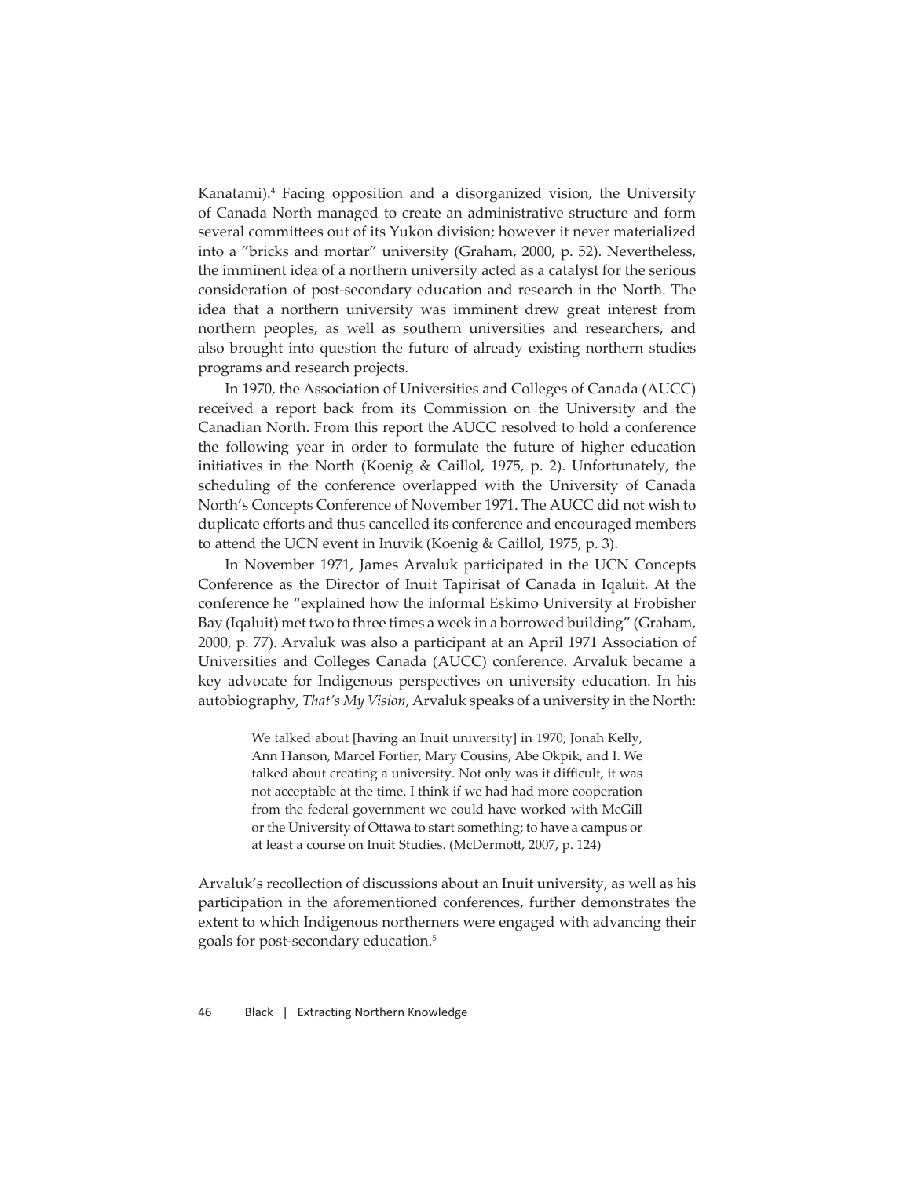Kanatami).[4] Facing opposition and a disorganized vision, the University of Canada North managed to create an administrative structure and form several committees out of its Yukon division; however it never materialized into a "bricks and mortar" university (Graham, 2000, p. 52). Nevertheless, the imminent idea of a northern university acted as a catalyst for the serious consideration of post-secondary education and research in the North. The idea that a northern university was imminent drew great interest from northern peoples, as well as southern universities and researchers, and also brought into question the future of already existing northern studies programs and research projects.

In 1970, the Association of Universities and Colleges of Canada (AUCC) received a report back from its Commission on the University and the Canadian North. From this report the AUCC resolved to hold a conference the following year in order to formulate the future of higher education initiatives in the North (Koenig & Caillol, 1975, p. 2). Unfortunately, the scheduling of the conference overlapped with the University of Canada North's Concepts Conference of November 1971. The AUCC did not wish to duplicate efforts and thus cancelled its conference and encouraged members to attend the UCN event in Inuvik (Koenig & Caillol, 1975, p. 3).

In November 1971, James Arvaluk participated in the UCN Concepts Conference as the Director of Inuit Tapirisat of Canada in Iqaluit. At the conference he "explained how the informal Eskimo University at Frobisher Bay (Iqaluit) met two to three times a week in a borrowed building" (Graham, 2000, p. 77). Arvaluk was also a participant at an April 1971 Association of Universities and Colleges Canada (AUCC) conference. Arvaluk became a key advocate for Indigenous perspectives on university education. In his autobiography, *That's My Vision*, Arvaluk speaks of a university in the North:

> We talked about [having an Inuit university] in 1970; Jonah Kelly, Ann Hanson, Marcel Fortier, Mary Cousins, Abe Okpik, and I. We talked about creating a university. Not only was it difficult, it was not acceptable at the time. I think if we had had more cooperation from the federal government we could have worked with McGill or the University of Ottawa to start something; to have a campus or at least a course on Inuit Studies. (McDermott, 2007, p. 124)

Arvaluk's recollection of discussions about an Inuit university, as well as his participation in the aforementioned conferences, further demonstrates the extent to which Indigenous northerners were engaged with advancing their goals for post-secondary education.[5]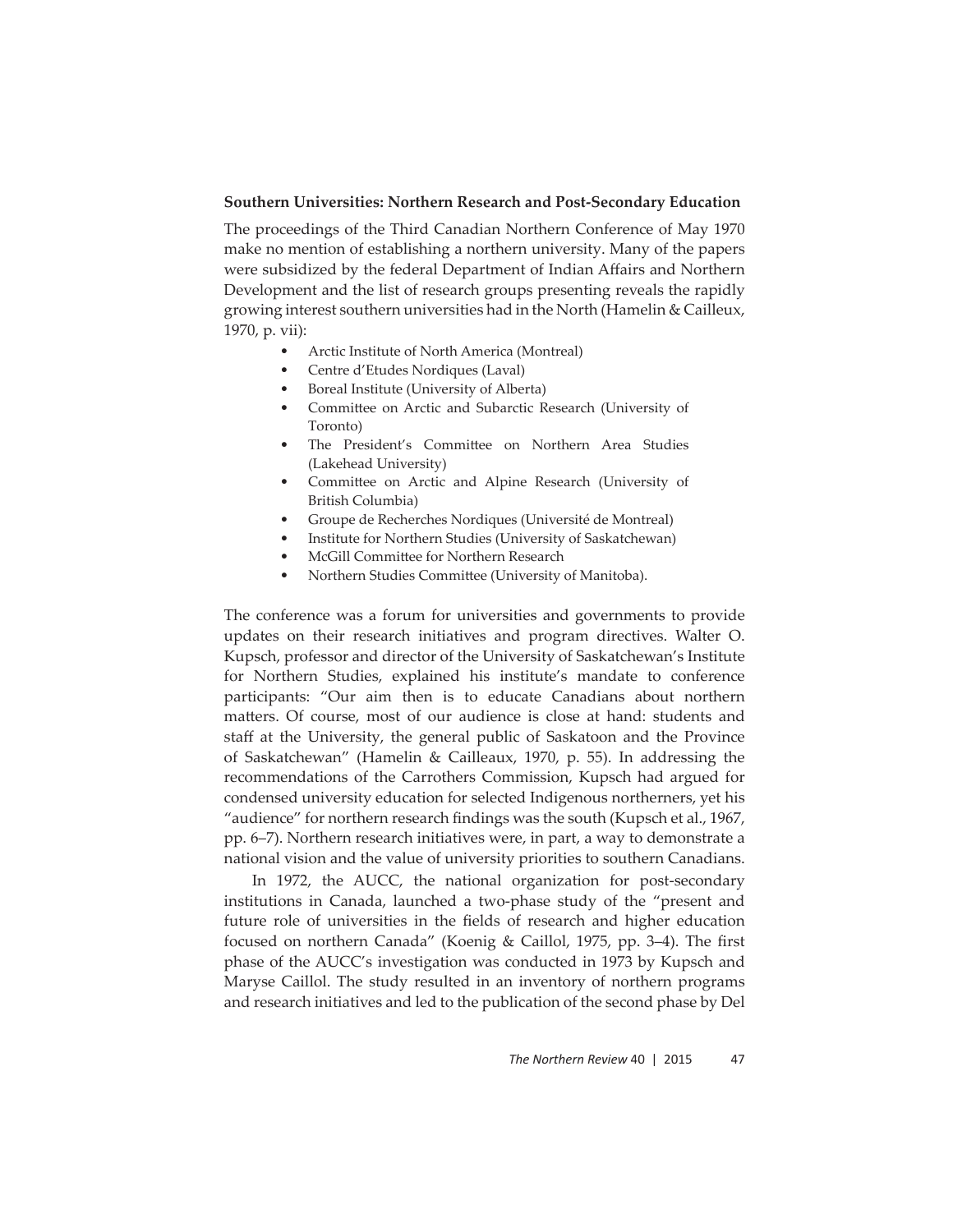**Southern Universities: Northern Research and Post-Secondary Education**

The proceedings of the Third Canadian Northern Conference of May 1970 make no mention of establishing a northern university. Many of the papers were subsidized by the federal Department of Indian Affairs and Northern Development and the list of research groups presenting reveals the rapidly growing interest southern universities had in the North (Hamelin & Cailleux, 1970, p. vii):

- Arctic Institute of North America (Montreal)
- Centre d'Etudes Nordiques (Laval)
- Boreal Institute (University of Alberta)
- Committee on Arctic and Subarctic Research (University of Toronto)
- The President's Committee on Northern Area Studies (Lakehead University)
- Committee on Arctic and Alpine Research (University of British Columbia)
- Groupe de Recherches Nordiques (Université de Montreal)
- Institute for Northern Studies (University of Saskatchewan)
- McGill Committee for Northern Research
- Northern Studies Committee (University of Manitoba).

The conference was a forum for universities and governments to provide updates on their research initiatives and program directives. Walter O. Kupsch, professor and director of the University of Saskatchewan's Institute for Northern Studies, explained his institute's mandate to conference participants: "Our aim then is to educate Canadians about northern matters. Of course, most of our audience is close at hand: students and staff at the University, the general public of Saskatoon and the Province of Saskatchewan" (Hamelin & Cailleaux, 1970, p. 55). In addressing the recommendations of the Carrothers Commission, Kupsch had argued for condensed university education for selected Indigenous northerners, yet his "audience" for northern research findings was the south (Kupsch et al., 1967, pp. 6–7). Northern research initiatives were, in part, a way to demonstrate a national vision and the value of university priorities to southern Canadians.

In 1972, the AUCC, the national organization for post-secondary institutions in Canada, launched a two-phase study of the "present and future role of universities in the fields of research and higher education focused on northern Canada" (Koenig & Caillol, 1975, pp. 3–4). The first phase of the AUCC's investigation was conducted in 1973 by Kupsch and Maryse Caillol. The study resulted in an inventory of northern programs and research initiatives and led to the publication of the second phase by Del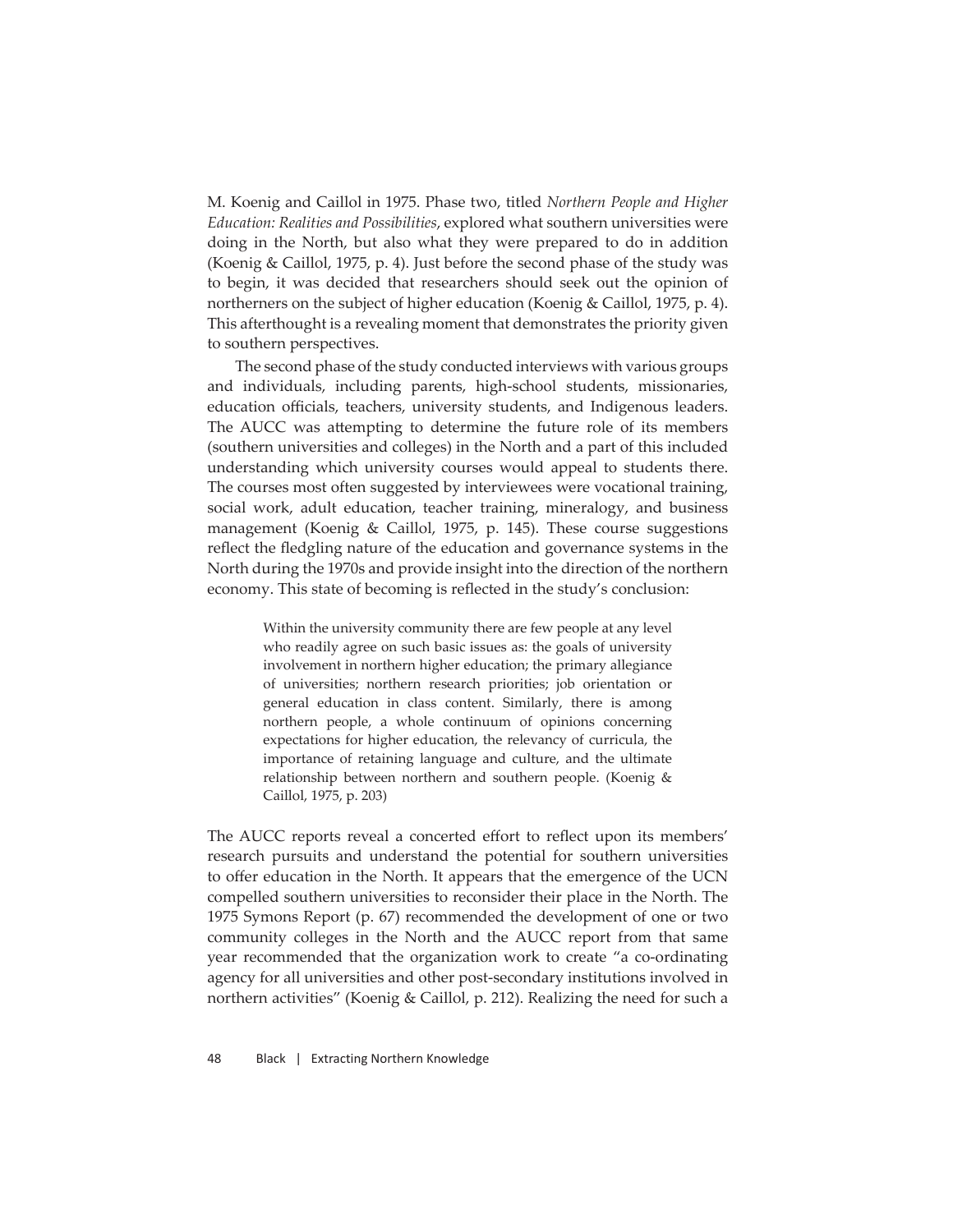M. Koenig and Caillol in 1975. Phase two, titled *Northern People and Higher Education: Realities and Possibilities*, explored what southern universities were doing in the North, but also what they were prepared to do in addition (Koenig & Caillol, 1975, p. 4). Just before the second phase of the study was to begin, it was decided that researchers should seek out the opinion of northerners on the subject of higher education (Koenig & Caillol, 1975, p. 4). This afterthought is a revealing moment that demonstrates the priority given to southern perspectives.

The second phase of the study conducted interviews with various groups and individuals, including parents, high-school students, missionaries, education officials, teachers, university students, and Indigenous leaders. The AUCC was attempting to determine the future role of its members (southern universities and colleges) in the North and a part of this included understanding which university courses would appeal to students there. The courses most often suggested by interviewees were vocational training, social work, adult education, teacher training, mineralogy, and business management (Koenig & Caillol, 1975, p. 145). These course suggestions reflect the fledgling nature of the education and governance systems in the North during the 1970s and provide insight into the direction of the northern economy. This state of becoming is reflected in the study's conclusion:

> Within the university community there are few people at any level who readily agree on such basic issues as: the goals of university involvement in northern higher education; the primary allegiance of universities; northern research priorities; job orientation or general education in class content. Similarly, there is among northern people, a whole continuum of opinions concerning expectations for higher education, the relevancy of curricula, the importance of retaining language and culture, and the ultimate relationship between northern and southern people. (Koenig & Caillol, 1975, p. 203)

The AUCC reports reveal a concerted effort to reflect upon its members' research pursuits and understand the potential for southern universities to offer education in the North. It appears that the emergence of the UCN compelled southern universities to reconsider their place in the North. The 1975 Symons Report (p. 67) recommended the development of one or two community colleges in the North and the AUCC report from that same year recommended that the organization work to create "a co-ordinating agency for all universities and other post-secondary institutions involved in northern activities" (Koenig & Caillol, p. 212). Realizing the need for such a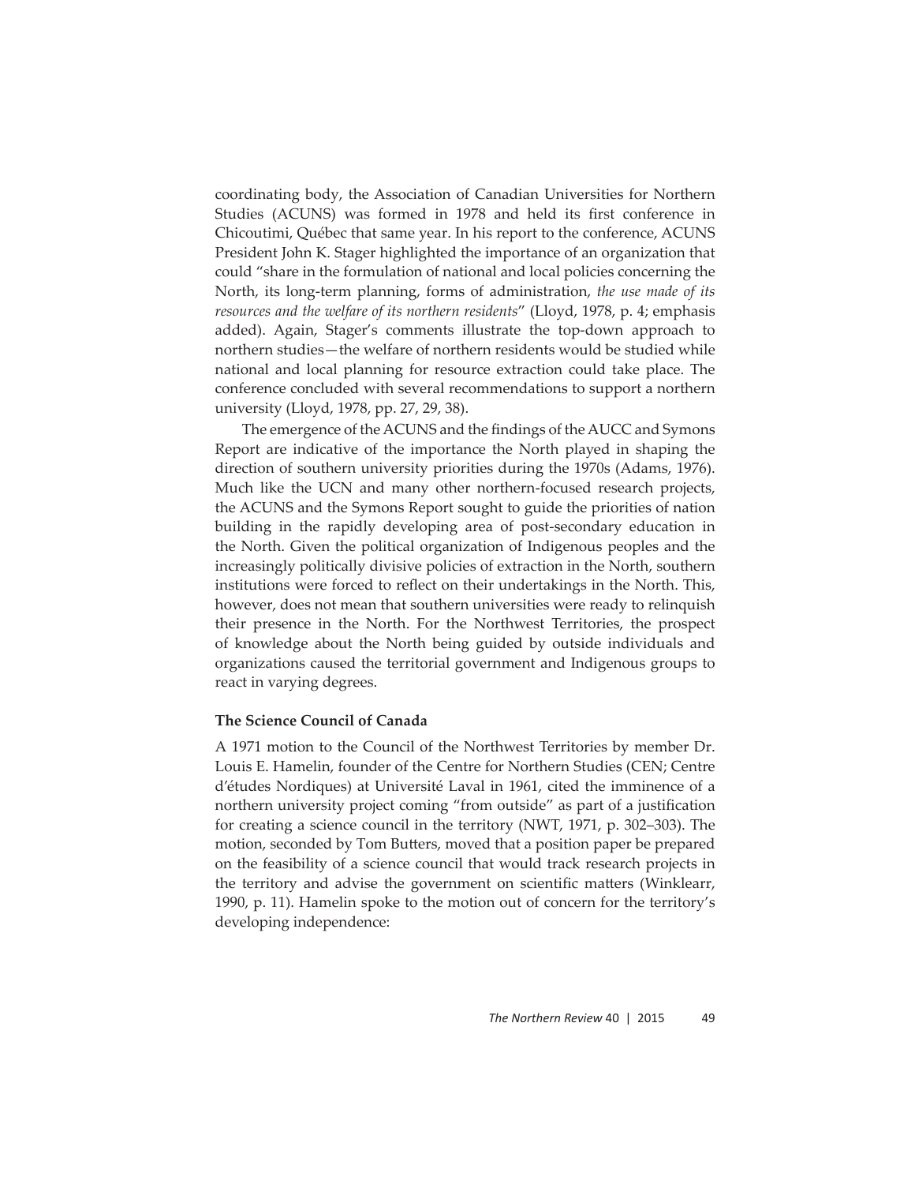coordinating body, the Association of Canadian Universities for Northern Studies (ACUNS) was formed in 1978 and held its first conference in Chicoutimi, Québec that same year. In his report to the conference, ACUNS President John K. Stager highlighted the importance of an organization that could "share in the formulation of national and local policies concerning the North, its long-term planning, forms of administration, *the use made of its resources and the welfare of its northern residents*" (Lloyd, 1978, p. 4; emphasis added). Again, Stager's comments illustrate the top-down approach to northern studies—the welfare of northern residents would be studied while national and local planning for resource extraction could take place. The conference concluded with several recommendations to support a northern university (Lloyd, 1978, pp. 27, 29, 38).

The emergence of the ACUNS and the findings of the AUCC and Symons Report are indicative of the importance the North played in shaping the direction of southern university priorities during the 1970s (Adams, 1976). Much like the UCN and many other northern-focused research projects, the ACUNS and the Symons Report sought to guide the priorities of nation building in the rapidly developing area of post-secondary education in the North. Given the political organization of Indigenous peoples and the increasingly politically divisive policies of extraction in the North, southern institutions were forced to reflect on their undertakings in the North. This, however, does not mean that southern universities were ready to relinquish their presence in the North. For the Northwest Territories, the prospect of knowledge about the North being guided by outside individuals and organizations caused the territorial government and Indigenous groups to react in varying degrees.

### The Science Council of Canada

A 1971 motion to the Council of the Northwest Territories by member Dr. Louis E. Hamelin, founder of the Centre for Northern Studies (CEN; Centre d'études Nordiques) at Université Laval in 1961, cited the imminence of a northern university project coming "from outside" as part of a justification for creating a science council in the territory (NWT, 1971, p. 302–303). The motion, seconded by Tom Butters, moved that a position paper be prepared on the feasibility of a science council that would track research projects in the territory and advise the government on scientific matters (Winklearr, 1990, p. 11). Hamelin spoke to the motion out of concern for the territory's developing independence: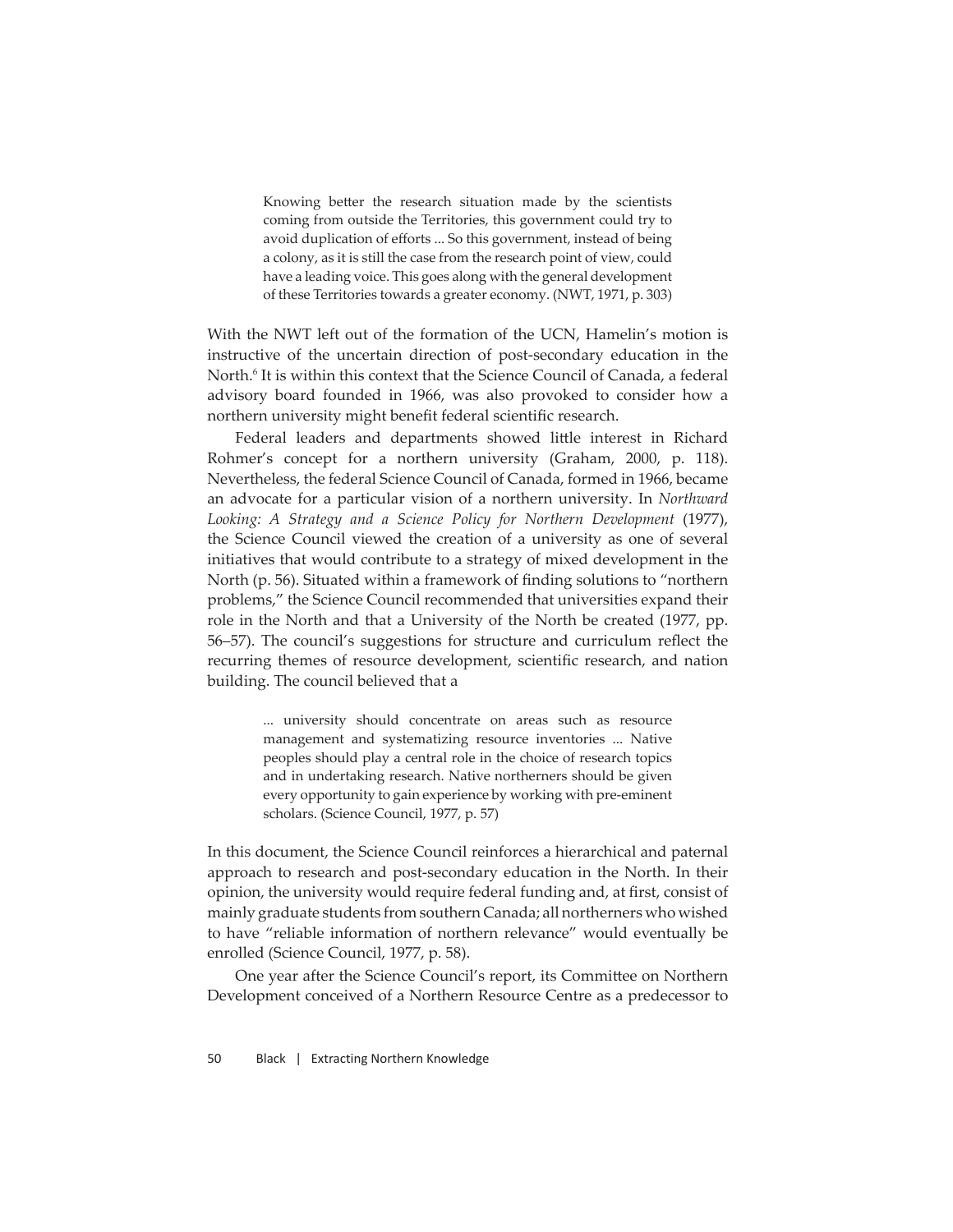> Knowing better the research situation made by the scientists coming from outside the Territories, this government could try to avoid duplication of efforts ... So this government, instead of being a colony, as it is still the case from the research point of view, could have a leading voice. This goes along with the general development of these Territories towards a greater economy. (NWT, 1971, p. 303)

With the NWT left out of the formation of the UCN, Hamelin's motion is instructive of the uncertain direction of post-secondary education in the North.[6] It is within this context that the Science Council of Canada, a federal advisory board founded in 1966, was also provoked to consider how a northern university might benefit federal scientific research.

Federal leaders and departments showed little interest in Richard Rohmer's concept for a northern university (Graham, 2000, p. 118). Nevertheless, the federal Science Council of Canada, formed in 1966, became an advocate for a particular vision of a northern university. In *Northward Looking: A Strategy and a Science Policy for Northern Development* (1977), the Science Council viewed the creation of a university as one of several initiatives that would contribute to a strategy of mixed development in the North (p. 56). Situated within a framework of finding solutions to "northern problems," the Science Council recommended that universities expand their role in the North and that a University of the North be created (1977, pp. 56–57). The council's suggestions for structure and curriculum reflect the recurring themes of resource development, scientific research, and nation building. The council believed that a

> ... university should concentrate on areas such as resource management and systematizing resource inventories ... Native peoples should play a central role in the choice of research topics and in undertaking research. Native northerners should be given every opportunity to gain experience by working with pre-eminent scholars. (Science Council, 1977, p. 57)

In this document, the Science Council reinforces a hierarchical and paternal approach to research and post-secondary education in the North. In their opinion, the university would require federal funding and, at first, consist of mainly graduate students from southern Canada; all northerners who wished to have "reliable information of northern relevance" would eventually be enrolled (Science Council, 1977, p. 58).

One year after the Science Council's report, its Committee on Northern Development conceived of a Northern Resource Centre as a predecessor to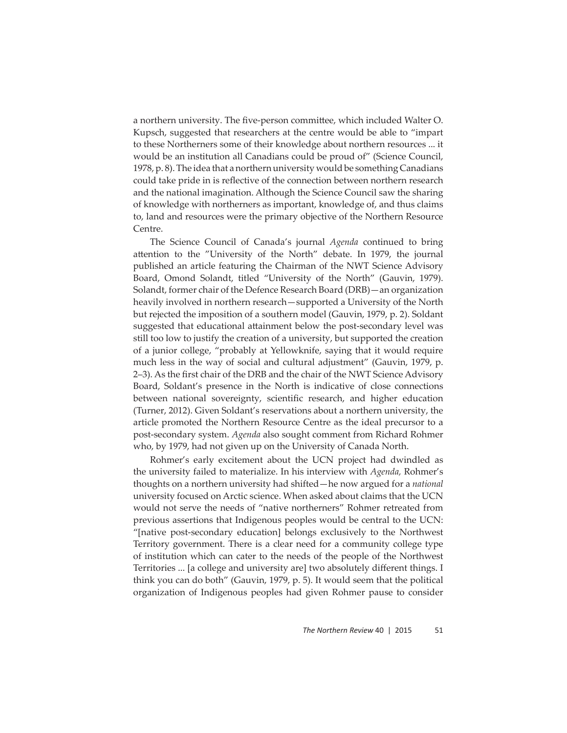a northern university. The five-person committee, which included Walter O. Kupsch, suggested that researchers at the centre would be able to "impart to these Northerners some of their knowledge about northern resources ... it would be an institution all Canadians could be proud of" (Science Council, 1978, p. 8). The idea that a northern university would be something Canadians could take pride in is reflective of the connection between northern research and the national imagination. Although the Science Council saw the sharing of knowledge with northerners as important, knowledge of, and thus claims to, land and resources were the primary objective of the Northern Resource Centre.

The Science Council of Canada's journal *Agenda* continued to bring attention to the "University of the North" debate. In 1979, the journal published an article featuring the Chairman of the NWT Science Advisory Board, Omond Solandt, titled "University of the North" (Gauvin, 1979). Solandt, former chair of the Defence Research Board (DRB)—an organization heavily involved in northern research—supported a University of the North but rejected the imposition of a southern model (Gauvin, 1979, p. 2). Soldant suggested that educational attainment below the post-secondary level was still too low to justify the creation of a university, but supported the creation of a junior college, "probably at Yellowknife, saying that it would require much less in the way of social and cultural adjustment" (Gauvin, 1979, p. 2–3). As the first chair of the DRB and the chair of the NWT Science Advisory Board, Soldant's presence in the North is indicative of close connections between national sovereignty, scientific research, and higher education (Turner, 2012). Given Soldant's reservations about a northern university, the article promoted the Northern Resource Centre as the ideal precursor to a post-secondary system. *Agenda* also sought comment from Richard Rohmer who, by 1979, had not given up on the University of Canada North.

Rohmer's early excitement about the UCN project had dwindled as the university failed to materialize. In his interview with *Agenda,* Rohmer's thoughts on a northern university had shifted—he now argued for a *national* university focused on Arctic science. When asked about claims that the UCN would not serve the needs of "native northerners" Rohmer retreated from previous assertions that Indigenous peoples would be central to the UCN: "[native post-secondary education] belongs exclusively to the Northwest Territory government. There is a clear need for a community college type of institution which can cater to the needs of the people of the Northwest Territories ... [a college and university are] two absolutely different things. I think you can do both" (Gauvin, 1979, p. 5). It would seem that the political organization of Indigenous peoples had given Rohmer pause to consider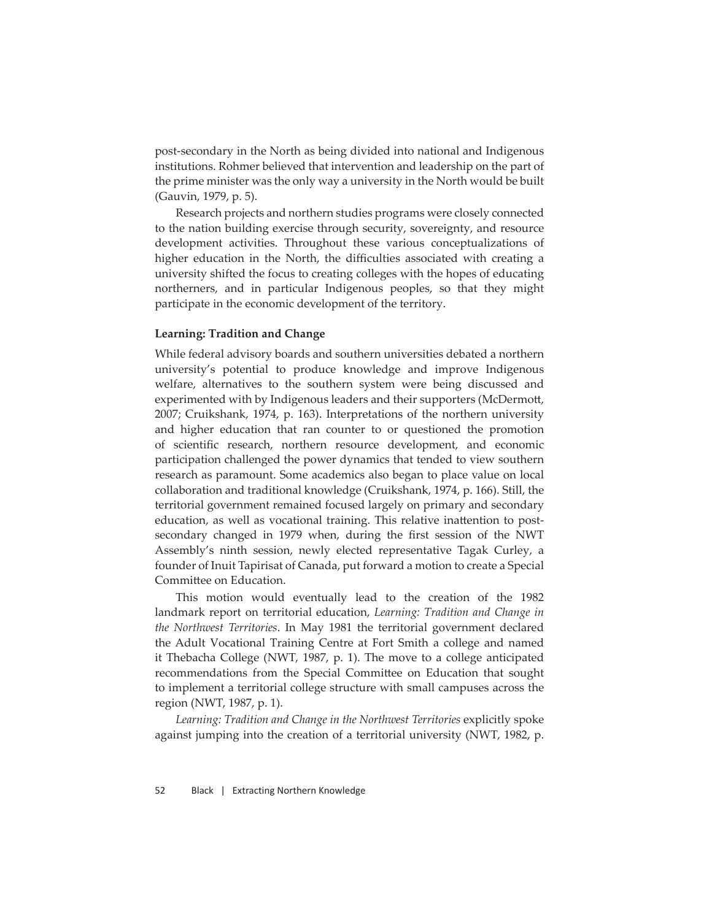post-secondary in the North as being divided into national and Indigenous institutions. Rohmer believed that intervention and leadership on the part of the prime minister was the only way a university in the North would be built (Gauvin, 1979, p. 5).

Research projects and northern studies programs were closely connected to the nation building exercise through security, sovereignty, and resource development activities. Throughout these various conceptualizations of higher education in the North, the difficulties associated with creating a university shifted the focus to creating colleges with the hopes of educating northerners, and in particular Indigenous peoples, so that they might participate in the economic development of the territory.

### Learning: Tradition and Change

While federal advisory boards and southern universities debated a northern university's potential to produce knowledge and improve Indigenous welfare, alternatives to the southern system were being discussed and experimented with by Indigenous leaders and their supporters (McDermott, 2007; Cruikshank, 1974, p. 163). Interpretations of the northern university and higher education that ran counter to or questioned the promotion of scientific research, northern resource development, and economic participation challenged the power dynamics that tended to view southern research as paramount. Some academics also began to place value on local collaboration and traditional knowledge (Cruikshank, 1974, p. 166). Still, the territorial government remained focused largely on primary and secondary education, as well as vocational training. This relative inattention to post-secondary changed in 1979 when, during the first session of the NWT Assembly's ninth session, newly elected representative Tagak Curley, a founder of Inuit Tapirisat of Canada, put forward a motion to create a Special Committee on Education.

This motion would eventually lead to the creation of the 1982 landmark report on territorial education, *Learning: Tradition and Change in the Northwest Territories*. In May 1981 the territorial government declared the Adult Vocational Training Centre at Fort Smith a college and named it Thebacha College (NWT, 1987, p. 1). The move to a college anticipated recommendations from the Special Committee on Education that sought to implement a territorial college structure with small campuses across the region (NWT, 1987, p. 1).

*Learning: Tradition and Change in the Northwest Territories* explicitly spoke against jumping into the creation of a territorial university (NWT, 1982, p.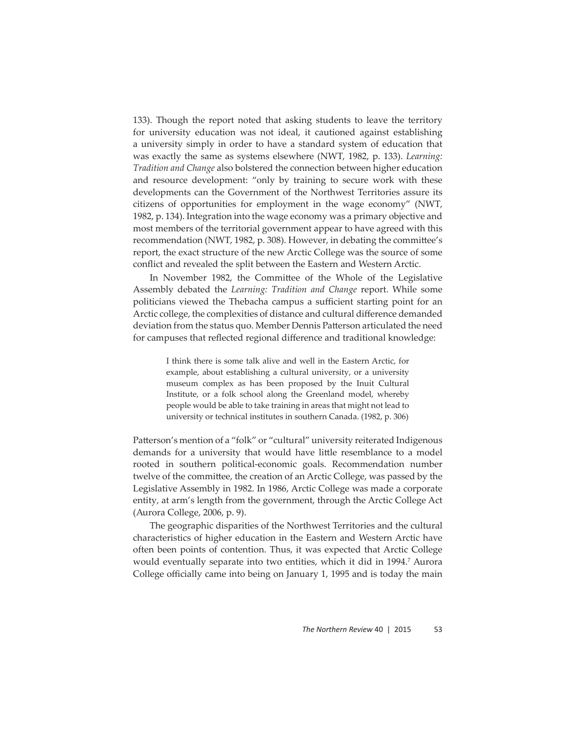133). Though the report noted that asking students to leave the territory for university education was not ideal, it cautioned against establishing a university simply in order to have a standard system of education that was exactly the same as systems elsewhere (NWT, 1982, p. 133). *Learning: Tradition and Change* also bolstered the connection between higher education and resource development: "only by training to secure work with these developments can the Government of the Northwest Territories assure its citizens of opportunities for employment in the wage economy" (NWT, 1982, p. 134). Integration into the wage economy was a primary objective and most members of the territorial government appear to have agreed with this recommendation (NWT, 1982, p. 308). However, in debating the committee's report, the exact structure of the new Arctic College was the source of some conflict and revealed the split between the Eastern and Western Arctic.

In November 1982, the Committee of the Whole of the Legislative Assembly debated the *Learning: Tradition and Change* report. While some politicians viewed the Thebacha campus a sufficient starting point for an Arctic college, the complexities of distance and cultural difference demanded deviation from the status quo. Member Dennis Patterson articulated the need for campuses that reflected regional difference and traditional knowledge:

> I think there is some talk alive and well in the Eastern Arctic, for example, about establishing a cultural university, or a university museum complex as has been proposed by the Inuit Cultural Institute, or a folk school along the Greenland model, whereby people would be able to take training in areas that might not lead to university or technical institutes in southern Canada. (1982, p. 306)

Patterson's mention of a "folk" or "cultural" university reiterated Indigenous demands for a university that would have little resemblance to a model rooted in southern political-economic goals. Recommendation number twelve of the committee, the creation of an Arctic College, was passed by the Legislative Assembly in 1982. In 1986, Arctic College was made a corporate entity, at arm's length from the government, through the Arctic College Act (Aurora College, 2006, p. 9).

The geographic disparities of the Northwest Territories and the cultural characteristics of higher education in the Eastern and Western Arctic have often been points of contention. Thus, it was expected that Arctic College would eventually separate into two entities, which it did in 1994.[7] Aurora College officially came into being on January 1, 1995 and is today the main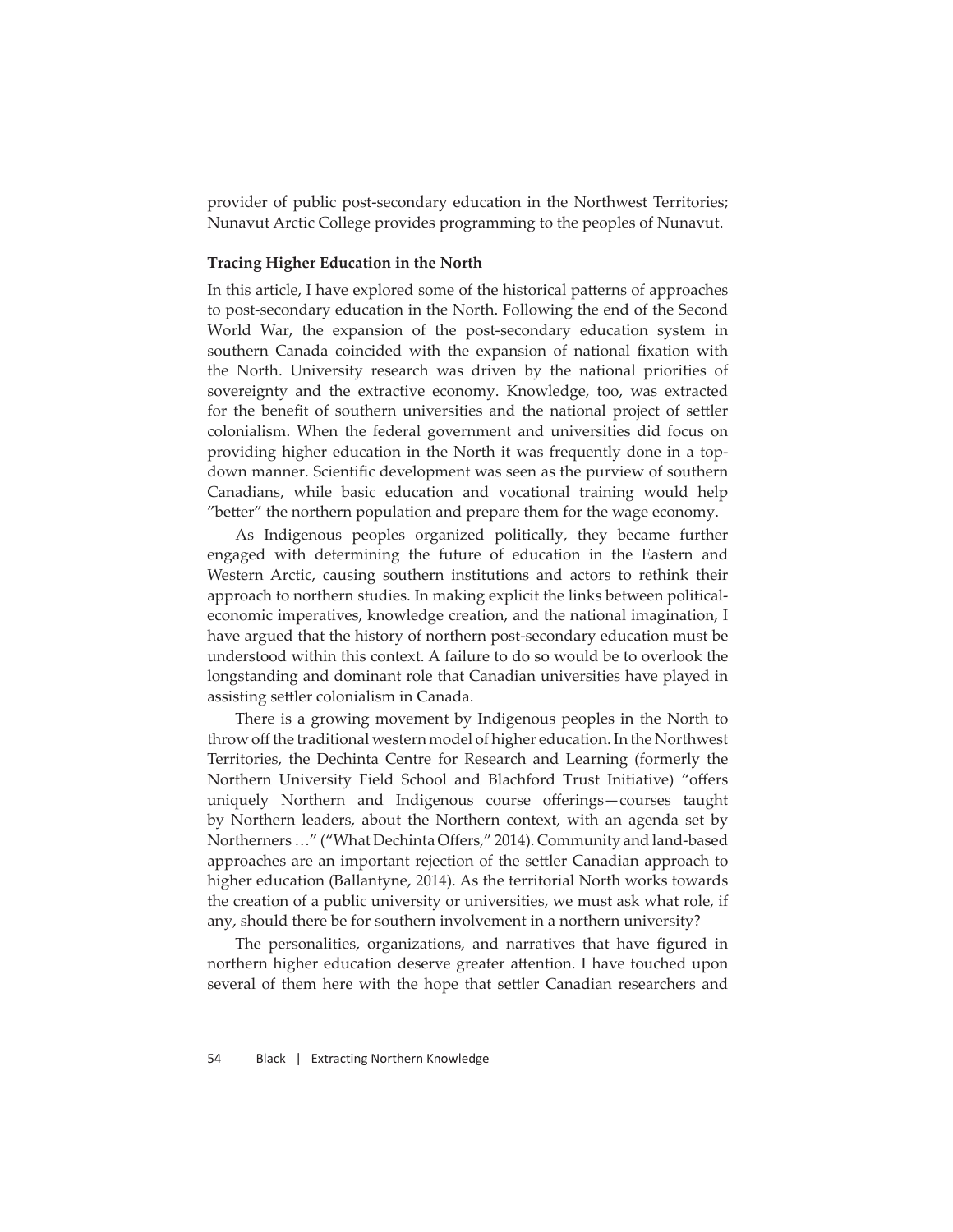provider of public post-secondary education in the Northwest Territories; Nunavut Arctic College provides programming to the peoples of Nunavut.

**Tracing Higher Education in the North**

In this article, I have explored some of the historical patterns of approaches to post-secondary education in the North. Following the end of the Second World War, the expansion of the post-secondary education system in southern Canada coincided with the expansion of national fixation with the North. University research was driven by the national priorities of sovereignty and the extractive economy. Knowledge, too, was extracted for the benefit of southern universities and the national project of settler colonialism. When the federal government and universities did focus on providing higher education in the North it was frequently done in a top-down manner. Scientific development was seen as the purview of southern Canadians, while basic education and vocational training would help "better" the northern population and prepare them for the wage economy.

As Indigenous peoples organized politically, they became further engaged with determining the future of education in the Eastern and Western Arctic, causing southern institutions and actors to rethink their approach to northern studies. In making explicit the links between political-economic imperatives, knowledge creation, and the national imagination, I have argued that the history of northern post-secondary education must be understood within this context. A failure to do so would be to overlook the longstanding and dominant role that Canadian universities have played in assisting settler colonialism in Canada.

There is a growing movement by Indigenous peoples in the North to throw off the traditional western model of higher education. In the Northwest Territories, the Dechinta Centre for Research and Learning (formerly the Northern University Field School and Blachford Trust Initiative) "offers uniquely Northern and Indigenous course offerings—courses taught by Northern leaders, about the Northern context, with an agenda set by Northerners …" ("What Dechinta Offers," 2014). Community and land-based approaches are an important rejection of the settler Canadian approach to higher education (Ballantyne, 2014). As the territorial North works towards the creation of a public university or universities, we must ask what role, if any, should there be for southern involvement in a northern university?

The personalities, organizations, and narratives that have figured in northern higher education deserve greater attention. I have touched upon several of them here with the hope that settler Canadian researchers and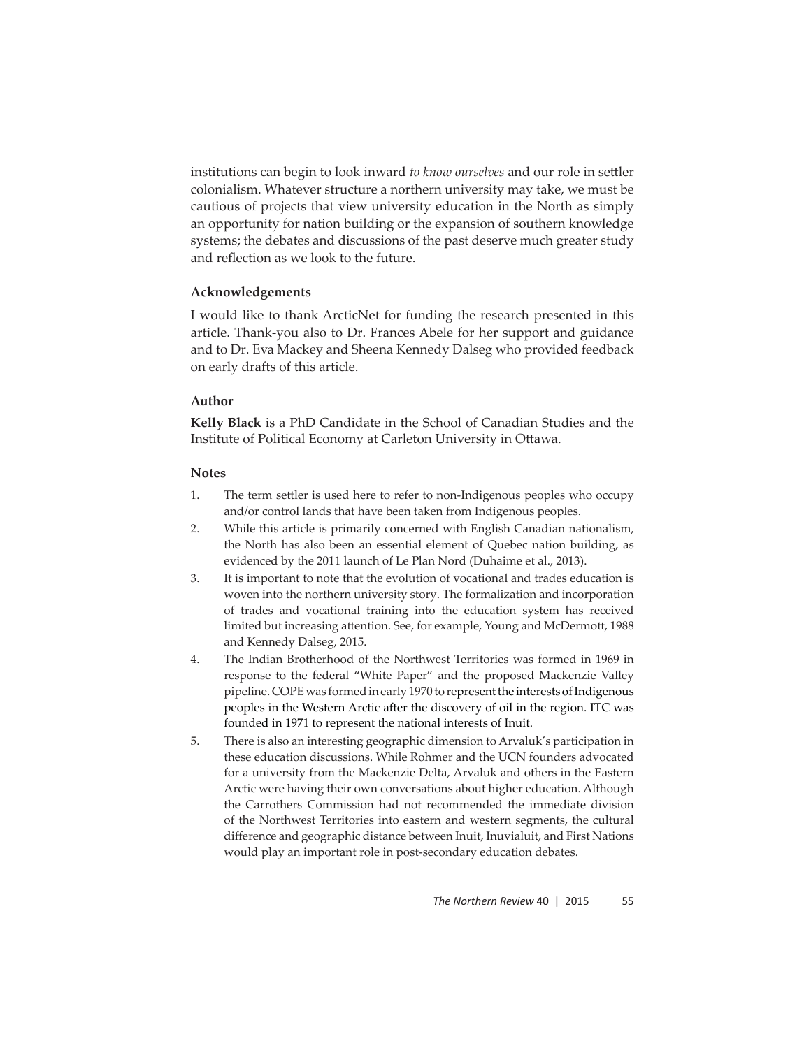institutions can begin to look inward *to know ourselves* and our role in settler colonialism. Whatever structure a northern university may take, we must be cautious of projects that view university education in the North as simply an opportunity for nation building or the expansion of southern knowledge systems; the debates and discussions of the past deserve much greater study and reflection as we look to the future.

### Acknowledgements

I would like to thank ArcticNet for funding the research presented in this article. Thank-you also to Dr. Frances Abele for her support and guidance and to Dr. Eva Mackey and Sheena Kennedy Dalseg who provided feedback on early drafts of this article.

### Author

**Kelly Black** is a PhD Candidate in the School of Canadian Studies and the Institute of Political Economy at Carleton University in Ottawa.

### Notes

1. The term settler is used here to refer to non-Indigenous peoples who occupy and/or control lands that have been taken from Indigenous peoples.
2. While this article is primarily concerned with English Canadian nationalism, the North has also been an essential element of Quebec nation building, as evidenced by the 2011 launch of Le Plan Nord (Duhaime et al., 2013).
3. It is important to note that the evolution of vocational and trades education is woven into the northern university story. The formalization and incorporation of trades and vocational training into the education system has received limited but increasing attention. See, for example, Young and McDermott, 1988 and Kennedy Dalseg, 2015.
4. The Indian Brotherhood of the Northwest Territories was formed in 1969 in response to the federal "White Paper" and the proposed Mackenzie Valley pipeline. COPE was formed in early 1970 to represent the interests of Indigenous peoples in the Western Arctic after the discovery of oil in the region. ITC was founded in 1971 to represent the national interests of Inuit.
5. There is also an interesting geographic dimension to Arvaluk's participation in these education discussions. While Rohmer and the UCN founders advocated for a university from the Mackenzie Delta, Arvaluk and others in the Eastern Arctic were having their own conversations about higher education. Although the Carrothers Commission had not recommended the immediate division of the Northwest Territories into eastern and western segments, the cultural difference and geographic distance between Inuit, Inuvialuit, and First Nations would play an important role in post-secondary education debates.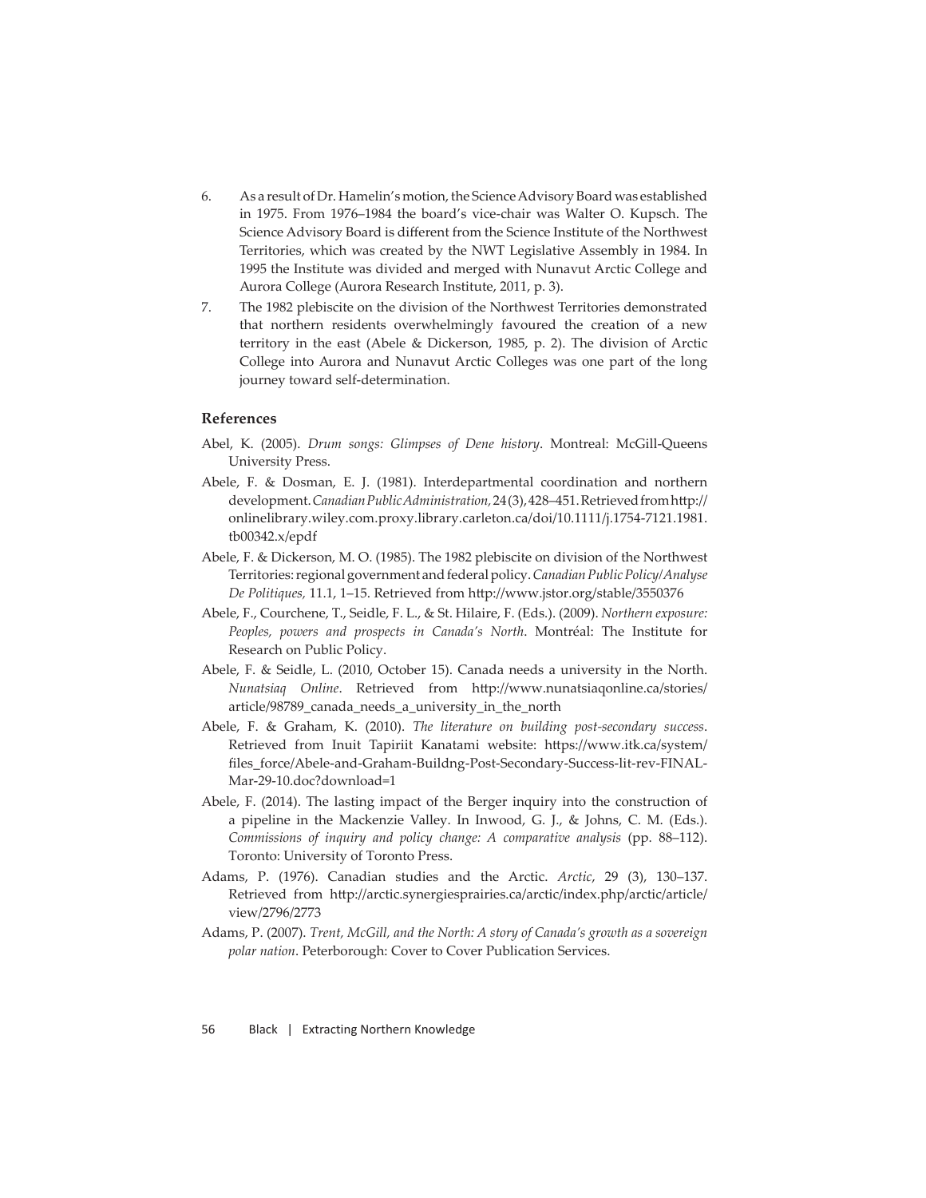6. As a result of Dr. Hamelin's motion, the Science Advisory Board was established in 1975. From 1976–1984 the board's vice-chair was Walter O. Kupsch. The Science Advisory Board is different from the Science Institute of the Northwest Territories, which was created by the NWT Legislative Assembly in 1984. In 1995 the Institute was divided and merged with Nunavut Arctic College and Aurora College (Aurora Research Institute, 2011, p. 3).
7. The 1982 plebiscite on the division of the Northwest Territories demonstrated that northern residents overwhelmingly favoured the creation of a new territory in the east (Abele & Dickerson, 1985, p. 2). The division of Arctic College into Aurora and Nunavut Arctic Colleges was one part of the long journey toward self-determination.

### References

Abel, K. (2005). *Drum songs: Glimpses of Dene history*. Montreal: McGill-Queens University Press.

Abele, F. & Dosman, E. J. (1981). Interdepartmental coordination and northern development. *Canadian Public Administration,* 24 (3), 428–451. Retrieved from http://onlinelibrary.wiley.com.proxy.library.carleton.ca/doi/10.1111/j.1754-7121.1981.tb00342.x/epdf

Abele, F. & Dickerson, M. O. (1985). The 1982 plebiscite on division of the Northwest Territories: regional government and federal policy. *Canadian Public Policy/Analyse De Politiques,* 11.1, 1–15. Retrieved from http://www.jstor.org/stable/3550376

Abele, F., Courchene, T., Seidle, F. L., & St. Hilaire, F. (Eds.). (2009). *Northern exposure: Peoples, powers and prospects in Canada's North*. Montréal: The Institute for Research on Public Policy.

Abele, F. & Seidle, L. (2010, October 15). Canada needs a university in the North. *Nunatsiaq Online*. Retrieved from http://www.nunatsiaqonline.ca/stories/article/98789_canada_needs_a_university_in_the_north

Abele, F. & Graham, K. (2010). *The literature on building post-secondary success*. Retrieved from Inuit Tapiriit Kanatami website: https://www.itk.ca/system/files_force/Abele-and-Graham-Buildng-Post-Secondary-Success-lit-rev-FINAL-Mar-29-10.doc?download=1

Abele, F. (2014). The lasting impact of the Berger inquiry into the construction of a pipeline in the Mackenzie Valley. In Inwood, G. J., & Johns, C. M. (Eds.). *Commissions of inquiry and policy change: A comparative analysis* (pp. 88–112). Toronto: University of Toronto Press.

Adams, P. (1976). Canadian studies and the Arctic. *Arctic*, 29 (3), 130–137. Retrieved from http://arctic.synergiesprairies.ca/arctic/index.php/arctic/article/view/2796/2773

Adams, P. (2007). *Trent, McGill, and the North: A story of Canada's growth as a sovereign polar nation*. Peterborough: Cover to Cover Publication Services.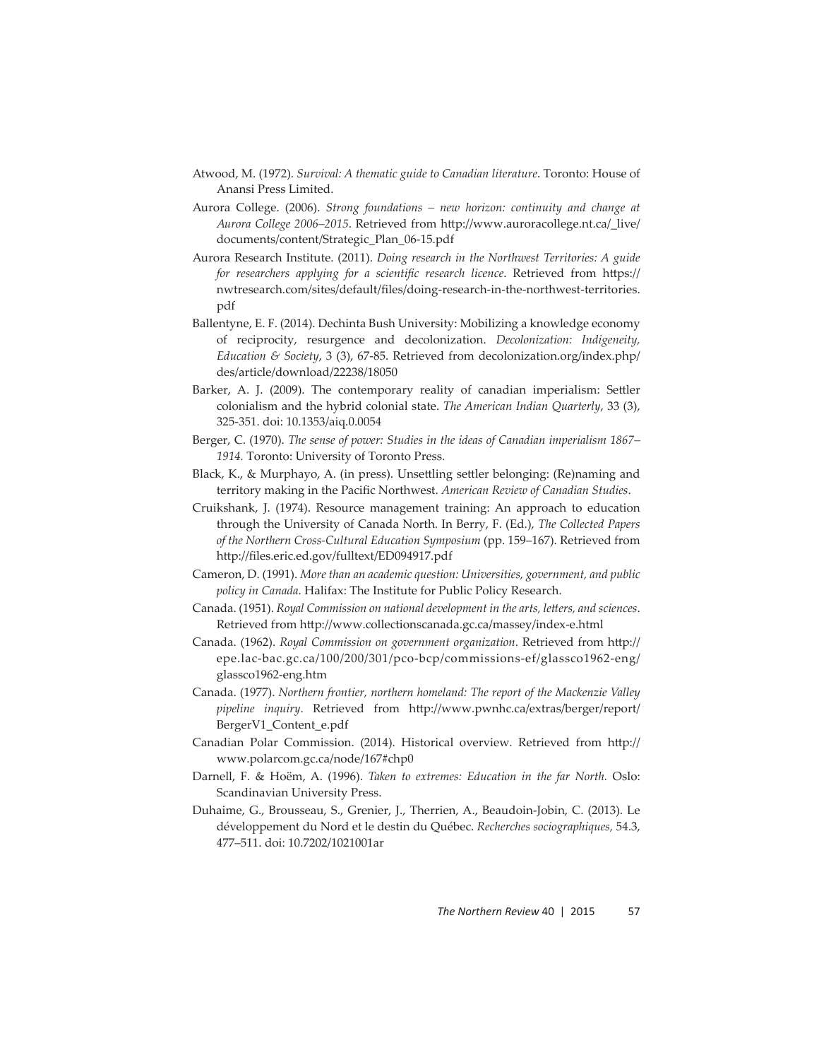Atwood, M. (1972). *Survival: A thematic guide to Canadian literature*. Toronto: House of Anansi Press Limited.

Aurora College. (2006). *Strong foundations – new horizon: continuity and change at Aurora College 2006–2015*. Retrieved from http://www.auroracollege.nt.ca/_live/documents/content/Strategic_Plan_06-15.pdf

Aurora Research Institute. (2011). *Doing research in the Northwest Territories: A guide for researchers applying for a scientific research licence*. Retrieved from https://nwtresearch.com/sites/default/files/doing-research-in-the-northwest-territories.pdf

Ballentyne, E. F. (2014). Dechinta Bush University: Mobilizing a knowledge economy of reciprocity, resurgence and decolonization. *Decolonization: Indigeneity, Education & Society*, 3 (3), 67-85. Retrieved from decolonization.org/index.php/des/article/download/22238/18050

Barker, A. J. (2009). The contemporary reality of canadian imperialism: Settler colonialism and the hybrid colonial state. *The American Indian Quarterly*, 33 (3), 325-351. doi: 10.1353/aiq.0.0054

Berger, C. (1970). *The sense of power: Studies in the ideas of Canadian imperialism 1867–1914.* Toronto: University of Toronto Press.

Black, K., & Murphayo, A. (in press). Unsettling settler belonging: (Re)naming and territory making in the Pacific Northwest. *American Review of Canadian Studies*.

Cruikshank, J. (1974). Resource management training: An approach to education through the University of Canada North. In Berry, F. (Ed.), *The Collected Papers of the Northern Cross-Cultural Education Symposium* (pp. 159–167). Retrieved from http://files.eric.ed.gov/fulltext/ED094917.pdf

Cameron, D. (1991). *More than an academic question: Universities, government, and public policy in Canada*. Halifax: The Institute for Public Policy Research.

Canada. (1951). *Royal Commission on national development in the arts, letters, and sciences*. Retrieved from http://www.collectionscanada.gc.ca/massey/index-e.html

Canada. (1962). *Royal Commission on government organization*. Retrieved from http://epe.lac-bac.gc.ca/100/200/301/pco-bcp/commissions-ef/glassco1962-eng/glassco1962-eng.htm

Canada. (1977). *Northern frontier, northern homeland: The report of the Mackenzie Valley pipeline inquiry*. Retrieved from http://www.pwnhc.ca/extras/berger/report/BergerV1_Content_e.pdf

Canadian Polar Commission. (2014). Historical overview. Retrieved from http://www.polarcom.gc.ca/node/167#chp0

Darnell, F. & Hoëm, A. (1996). *Taken to extremes: Education in the far North*. Oslo: Scandinavian University Press.

Duhaime, G., Brousseau, S., Grenier, J., Therrien, A., Beaudoin-Jobin, C. (2013). Le développement du Nord et le destin du Québec. *Recherches sociographiques,* 54.3, 477–511. doi: 10.7202/1021001ar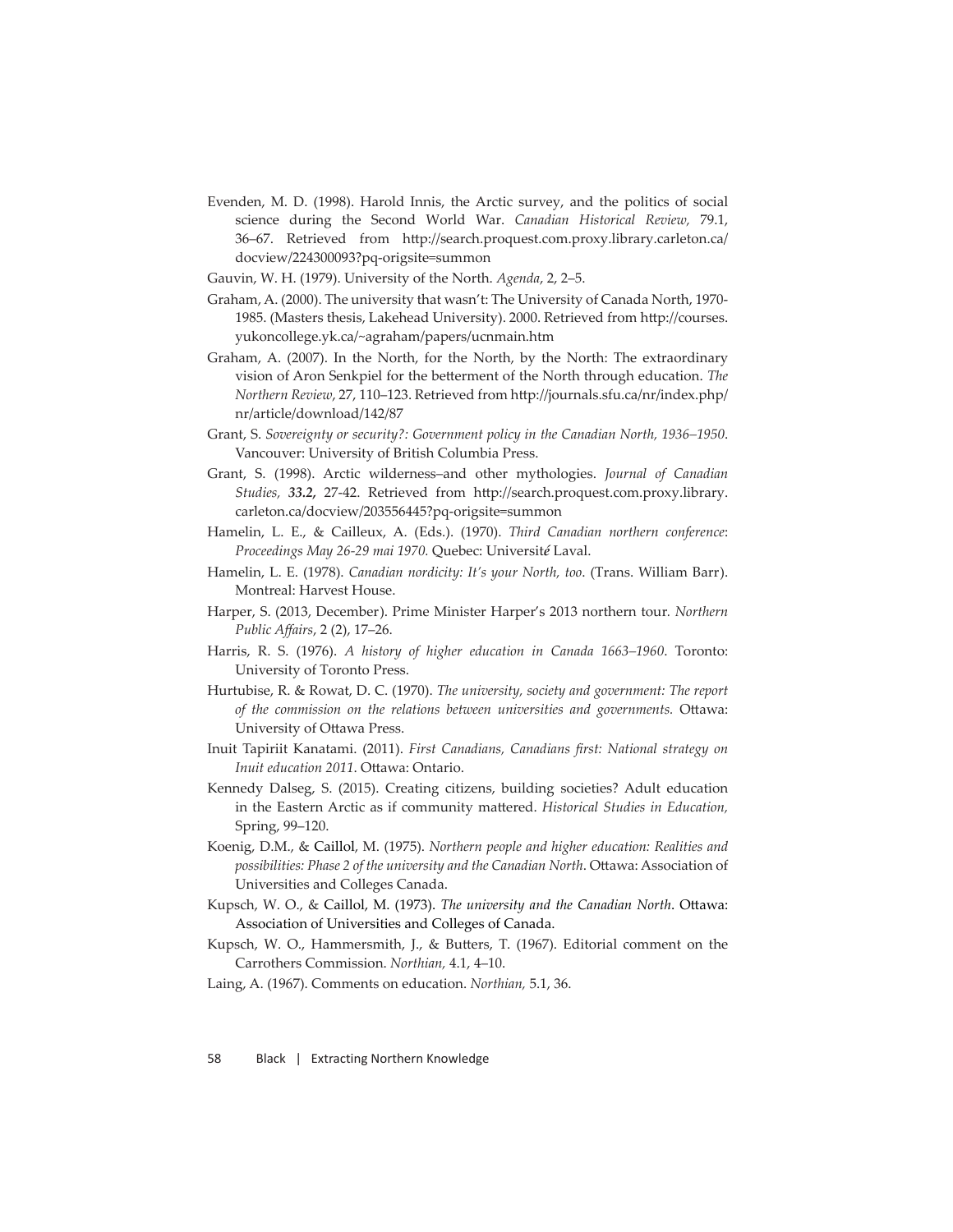Evenden, M. D. (1998). Harold Innis, the Arctic survey, and the politics of social science during the Second World War. *Canadian Historical Review,* 79.1, 36–67. Retrieved from http://search.proquest.com.proxy.library.carleton.ca/docview/224300093?pq-origsite=summon

Gauvin, W. H. (1979). University of the North. *Agenda*, 2, 2–5.

Graham, A. (2000). The university that wasn't: The University of Canada North, 1970-1985. (Masters thesis, Lakehead University). 2000. Retrieved from http://courses.yukoncollege.yk.ca/~agraham/papers/ucnmain.htm

Graham, A. (2007). In the North, for the North, by the North: The extraordinary vision of Aron Senkpiel for the betterment of the North through education. *The Northern Review*, 27, 110–123. Retrieved from http://journals.sfu.ca/nr/index.php/nr/article/download/142/87

Grant, S. *Sovereignty or security?: Government policy in the Canadian North, 1936–1950*. Vancouver: University of British Columbia Press.

Grant, S. (1998). Arctic wilderness–and other mythologies. *Journal of Canadian Studies,* ***33.2,*** 27-42. Retrieved from http://search.proquest.com.proxy.library.carleton.ca/docview/203556445?pq-origsite=summon

Hamelin, L. E., & Cailleux, A. (Eds.). (1970). *Third Canadian northern conference*: *Proceedings May 26-29 mai 1970.* Quebec: Université Laval.

Hamelin, L. E. (1978). *Canadian nordicity: It's your North, too*. (Trans. William Barr). Montreal: Harvest House.

Harper, S. (2013, December). Prime Minister Harper's 2013 northern tour. *Northern Public Affairs*, 2 (2), 17–26.

Harris, R. S. (1976). *A history of higher education in Canada 1663–1960*. Toronto: University of Toronto Press.

Hurtubise, R. & Rowat, D. C. (1970). *The university, society and government: The report of the commission on the relations between universities and governments.* Ottawa: University of Ottawa Press.

Inuit Tapiriit Kanatami. (2011). *First Canadians, Canadians first: National strategy on Inuit education 2011*. Ottawa: Ontario.

Kennedy Dalseg, S. (2015). Creating citizens, building societies? Adult education in the Eastern Arctic as if community mattered. *Historical Studies in Education,* Spring, 99–120.

Koenig, D.M., & Caillol, M. (1975). *Northern people and higher education: Realities and possibilities: Phase 2 of the university and the Canadian North*. Ottawa: Association of Universities and Colleges Canada.

Kupsch, W. O., & Caillol, M. (1973). *The university and the Canadian North*. Ottawa: Association of Universities and Colleges of Canada.

Kupsch, W. O., Hammersmith, J., & Butters, T. (1967). Editorial comment on the Carrothers Commission. *Northian,* 4.1, 4–10.

Laing, A. (1967). Comments on education. *Northian,* 5.1, 36.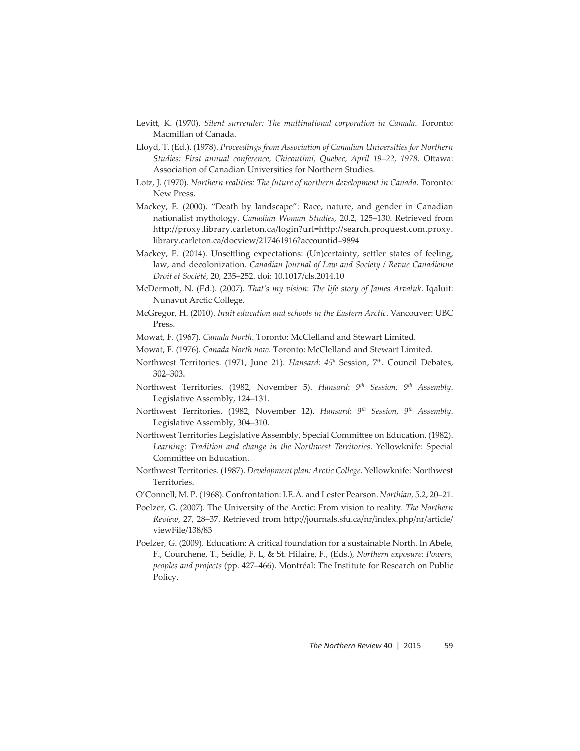Levitt, K. (1970). *Silent surrender: The multinational corporation in Canada*. Toronto: Macmillan of Canada.

Lloyd, T. (Ed.). (1978). *Proceedings from Association of Canadian Universities for Northern Studies: First annual conference, Chicoutimi, Quebec, April 19–22, 1978*. Ottawa: Association of Canadian Universities for Northern Studies.

Lotz, J. (1970). *Northern realities: The future of northern development in Canada*. Toronto: New Press.

Mackey, E. (2000). "Death by landscape": Race, nature, and gender in Canadian nationalist mythology. *Canadian Woman Studies,* 20.2, 125–130. Retrieved from http://proxy.library.carleton.ca/login?url=http://search.proquest.com.proxy.library.carleton.ca/docview/217461916?accountid=9894

Mackey, E. (2014). Unsettling expectations: (Un)certainty, settler states of feeling, law, and decolonization. *Canadian Journal of Law and Society / Revue Canadienne Droit et Société*, 20, 235–252. doi: 10.1017/cls.2014.10

McDermott, N. (Ed.). (2007). *That's my vision*: *The life story of James Arvaluk*. Iqaluit: Nunavut Arctic College.

McGregor, H. (2010). *Inuit education and schools in the Eastern Arctic*. Vancouver: UBC Press.

Mowat, F. (1967). *Canada North*. Toronto: McClelland and Stewart Limited.

Mowat, F. (1976). *Canada North now*. Toronto: McClelland and Stewart Limited.

Northwest Territories. (1971, June 21). *Hansard: 45h* Session, 7th. Council Debates, 302–303.

Northwest Territories. (1982, November 5). *Hansard*: *9th Session, 9th Assembly*. Legislative Assembly, 124–131.

Northwest Territories. (1982, November 12). *Hansard*: *9th Session, 9th Assembly*. Legislative Assembly, 304–310.

Northwest Territories Legislative Assembly, Special Committee on Education. (1982). *Learning: Tradition and change in the Northwest Territories*. Yellowknife: Special Committee on Education.

Northwest Territories. (1987). *Development plan: Arctic College*. Yellowknife: Northwest Territories.

O'Connell, M. P. (1968). Confrontation: I.E.A. and Lester Pearson. *Northian,* 5.2, 20–21.

Poelzer, G. (2007). The University of the Arctic: From vision to reality. *The Northern Review*, 27, 28–37. Retrieved from http://journals.sfu.ca/nr/index.php/nr/article/viewFile/138/83

Poelzer, G. (2009). Education: A critical foundation for a sustainable North. In Abele, F., Courchene, T., Seidle, F. L, & St. Hilaire, F., (Eds.), *Northern exposure: Powers, peoples and projects* (pp. 427–466). Montréal: The Institute for Research on Public Policy.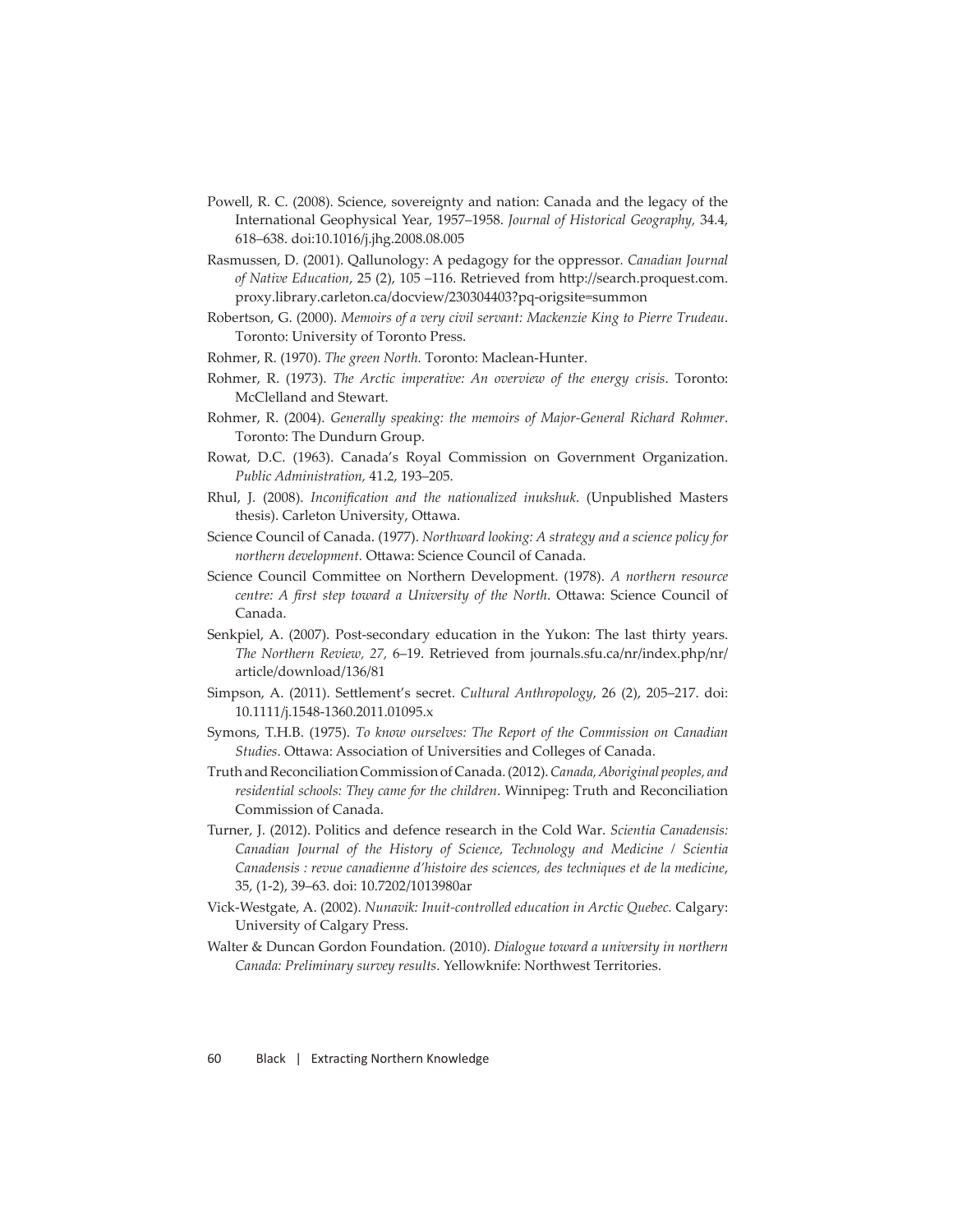Powell, R. C. (2008). Science, sovereignty and nation: Canada and the legacy of the International Geophysical Year, 1957–1958. *Journal of Historical Geography,* 34.4, 618–638. doi:10.1016/j.jhg.2008.08.005

Rasmussen, D. (2001). Qallunology: A pedagogy for the oppressor. *Canadian Journal of Native Education*, 25 (2), 105 –116. Retrieved from http://search.proquest.com.proxy.library.carleton.ca/docview/230304403?pq-origsite=summon

Robertson, G. (2000). *Memoirs of a very civil servant: Mackenzie King to Pierre Trudeau*. Toronto: University of Toronto Press.

Rohmer, R. (1970). *The green North.* Toronto: Maclean-Hunter.

Rohmer, R. (1973). *The Arctic imperative: An overview of the energy crisis*. Toronto: McClelland and Stewart.

Rohmer, R. (2004). *Generally speaking: the memoirs of Major-General Richard Rohmer*. Toronto: The Dundurn Group.

Rowat, D.C. (1963). Canada's Royal Commission on Government Organization. *Public Administration,* 41.2, 193–205.

Rhul, J. (2008). *Inconification and the nationalized inukshuk*. (Unpublished Masters thesis). Carleton University, Ottawa.

Science Council of Canada. (1977). *Northward looking: A strategy and a science policy for northern development.* Ottawa: Science Council of Canada.

Science Council Committee on Northern Development. (1978). *A northern resource centre: A first step toward a University of the North*. Ottawa: Science Council of Canada.

Senkpiel, A. (2007). Post-secondary education in the Yukon: The last thirty years. *The Northern Review, 27,* 6–19. Retrieved from journals.sfu.ca/nr/index.php/nr/article/download/136/81

Simpson, A. (2011). Settlement's secret. *Cultural Anthropology*, 26 (2), 205–217. doi: 10.1111/j.1548-1360.2011.01095.x

Symons, T.H.B. (1975). *To know ourselves: The Report of the Commission on Canadian Studies*. Ottawa: Association of Universities and Colleges of Canada.

Truth and Reconciliation Commission of Canada. (2012). *Canada, Aboriginal peoples, and residential schools: They came for the children*. Winnipeg: Truth and Reconciliation Commission of Canada.

Turner, J. (2012). Politics and defence research in the Cold War. *Scientia Canadensis: Canadian Journal of the History of Science, Technology and Medicine / Scientia Canadensis : revue canadienne d'histoire des sciences, des techniques et de la medicine*, 35, (1-2), 39–63. doi: 10.7202/1013980ar

Vick-Westgate, A. (2002). *Nunavik: Inuit-controlled education in Arctic Quebec.* Calgary: University of Calgary Press.

Walter & Duncan Gordon Foundation. (2010). *Dialogue toward a university in northern Canada: Preliminary survey results*. Yellowknife: Northwest Territories.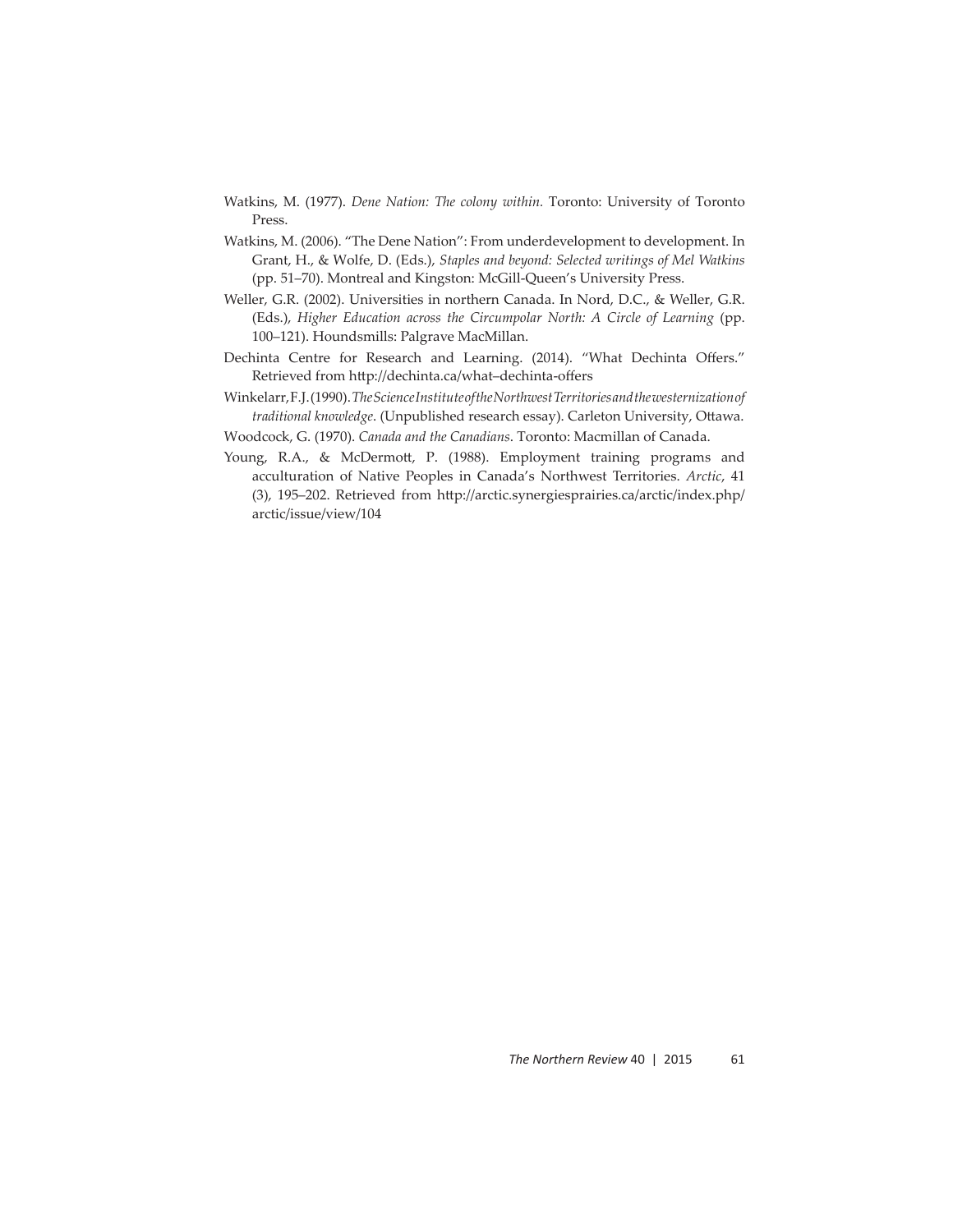Watkins, M. (1977). *Dene Nation: The colony within.* Toronto: University of Toronto Press.

Watkins, M. (2006). "The Dene Nation": From underdevelopment to development. In Grant, H., & Wolfe, D. (Eds.), *Staples and beyond: Selected writings of Mel Watkins* (pp. 51–70). Montreal and Kingston: McGill-Queen's University Press.

Weller, G.R. (2002). Universities in northern Canada. In Nord, D.C., & Weller, G.R. (Eds.), *Higher Education across the Circumpolar North: A Circle of Learning* (pp. 100–121). Houndsmills: Palgrave MacMillan.

Dechinta Centre for Research and Learning. (2014). "What Dechinta Offers." Retrieved from http://dechinta.ca/what–dechinta-offers

Winkelarr, F.J. (1990). *The Science Institute of the Northwest Territories and the westernization of traditional knowledge.* (Unpublished research essay). Carleton University, Ottawa.

Woodcock, G. (1970). *Canada and the Canadians.* Toronto: Macmillan of Canada.

Young, R.A., & McDermott, P. (1988). Employment training programs and acculturation of Native Peoples in Canada's Northwest Territories. *Arctic*, 41 (3), 195–202. Retrieved from http://arctic.synergiesprairies.ca/arctic/index.php/arctic/issue/view/104